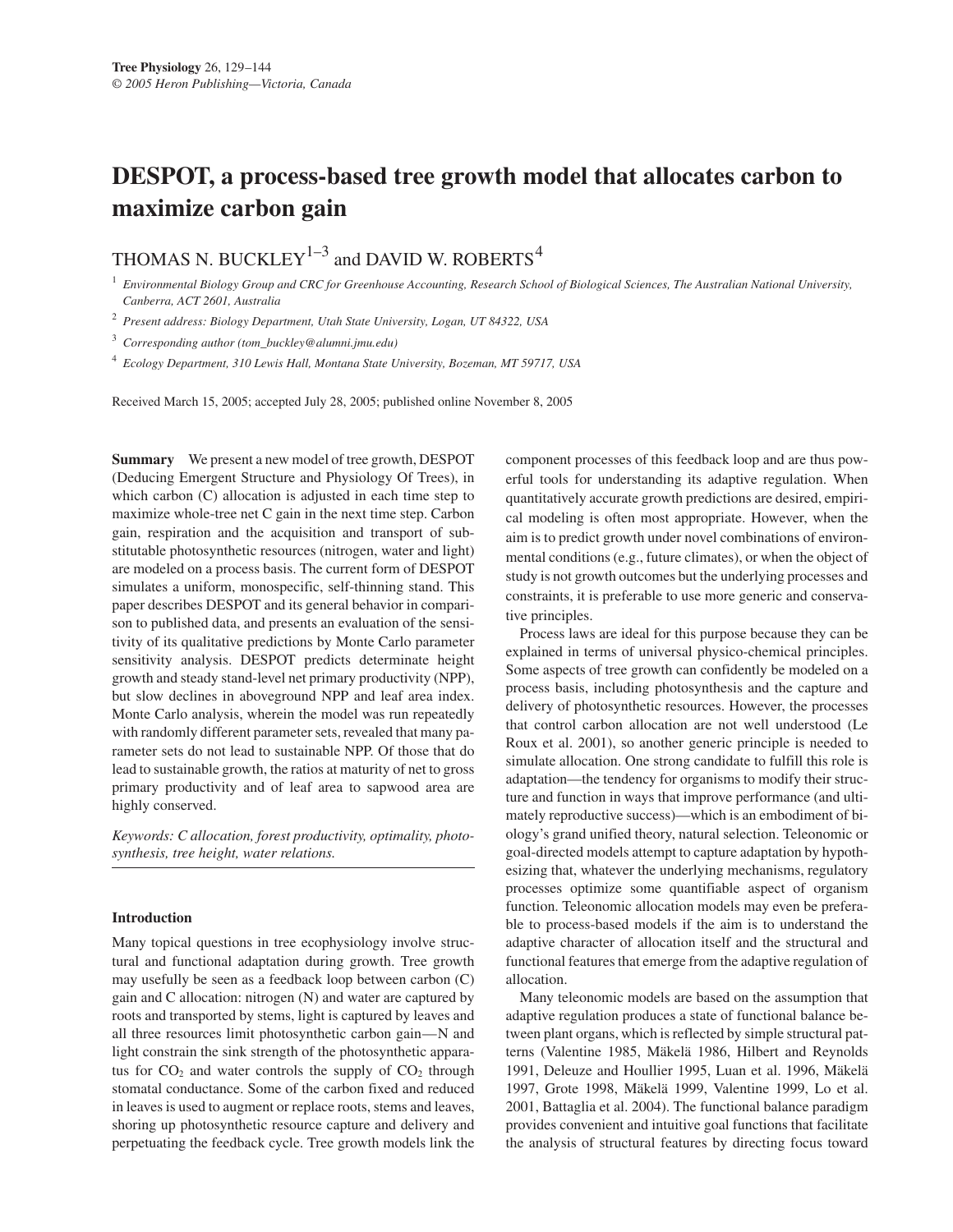# DESPOT, a process-based tree growth model that allocates carbon to maximize carbon gain

THOMAS N. BUCKLEY[1–3] and DAVID W. ROBERTS[4]

[1] *Environmental Biology Group and CRC for Greenhouse Accounting, Research School of Biological Sciences, The Australian National University, Canberra, ACT 2601, Australia*

[2] *Present address: Biology Department, Utah State University, Logan, UT 84322, USA*

[3] *Corresponding author (tom_buckley@alumni.jmu.edu)*

[4] *Ecology Department, 310 Lewis Hall, Montana State University, Bozeman, MT 59717, USA*

Received March 15, 2005; accepted July 28, 2005; published online November 8, 2005

**Summary** We present a new model of tree growth, DESPOT (Deducing Emergent Structure and Physiology Of Trees), in which carbon (C) allocation is adjusted in each time step to maximize whole-tree net C gain in the next time step. Carbon gain, respiration and the acquisition and transport of substitutable photosynthetic resources (nitrogen, water and light) are modeled on a process basis. The current form of DESPOT simulates a uniform, monospecific, self-thinning stand. This paper describes DESPOT and its general behavior in comparison to published data, and presents an evaluation of the sensitivity of its qualitative predictions by Monte Carlo parameter sensitivity analysis. DESPOT predicts determinate height growth and steady stand-level net primary productivity (NPP), but slow declines in aboveground NPP and leaf area index. Monte Carlo analysis, wherein the model was run repeatedly with randomly different parameter sets, revealed that many parameter sets do not lead to sustainable NPP. Of those that do lead to sustainable growth, the ratios at maturity of net to gross primary productivity and of leaf area to sapwood area are highly conserved.

*Keywords: C allocation, forest productivity, optimality, photosynthesis, tree height, water relations.*

## Introduction

Many topical questions in tree ecophysiology involve structural and functional adaptation during growth. Tree growth may usefully be seen as a feedback loop between carbon (C) gain and C allocation: nitrogen (N) and water are captured by roots and transported by stems, light is captured by leaves and all three resources limit photosynthetic carbon gain—N and light constrain the sink strength of the photosynthetic apparatus for $CO_2$ and water controls the supply of $CO_2$ through stomatal conductance. Some of the carbon fixed and reduced in leaves is used to augment or replace roots, stems and leaves, shoring up photosynthetic resource capture and delivery and perpetuating the feedback cycle. Tree growth models link the component processes of this feedback loop and are thus powerful tools for understanding its adaptive regulation. When quantitatively accurate growth predictions are desired, empirical modeling is often most appropriate. However, when the aim is to predict growth under novel combinations of environmental conditions (e.g., future climates), or when the object of study is not growth outcomes but the underlying processes and constraints, it is preferable to use more generic and conservative principles.

Process laws are ideal for this purpose because they can be explained in terms of universal physico-chemical principles. Some aspects of tree growth can confidently be modeled on a process basis, including photosynthesis and the capture and delivery of photosynthetic resources. However, the processes that control carbon allocation are not well understood (Le Roux et al. 2001), so another generic principle is needed to simulate allocation. One strong candidate to fulfill this role is adaptation—the tendency for organisms to modify their structure and function in ways that improve performance (and ultimately reproductive success)—which is an embodiment of biology's grand unified theory, natural selection. Teleonomic or goal-directed models attempt to capture adaptation by hypothesizing that, whatever the underlying mechanisms, regulatory processes optimize some quantifiable aspect of organism function. Teleonomic allocation models may even be preferable to process-based models if the aim is to understand the adaptive character of allocation itself and the structural and functional features that emerge from the adaptive regulation of allocation.

Many teleonomic models are based on the assumption that adaptive regulation produces a state of functional balance between plant organs, which is reflected by simple structural patterns (Valentine 1985, Mäkelä 1986, Hilbert and Reynolds 1991, Deleuze and Houllier 1995, Luan et al. 1996, Mäkelä 1997, Grote 1998, Mäkelä 1999, Valentine 1999, Lo et al. 2001, Battaglia et al. 2004). The functional balance paradigm provides convenient and intuitive goal functions that facilitate the analysis of structural features by directing focus toward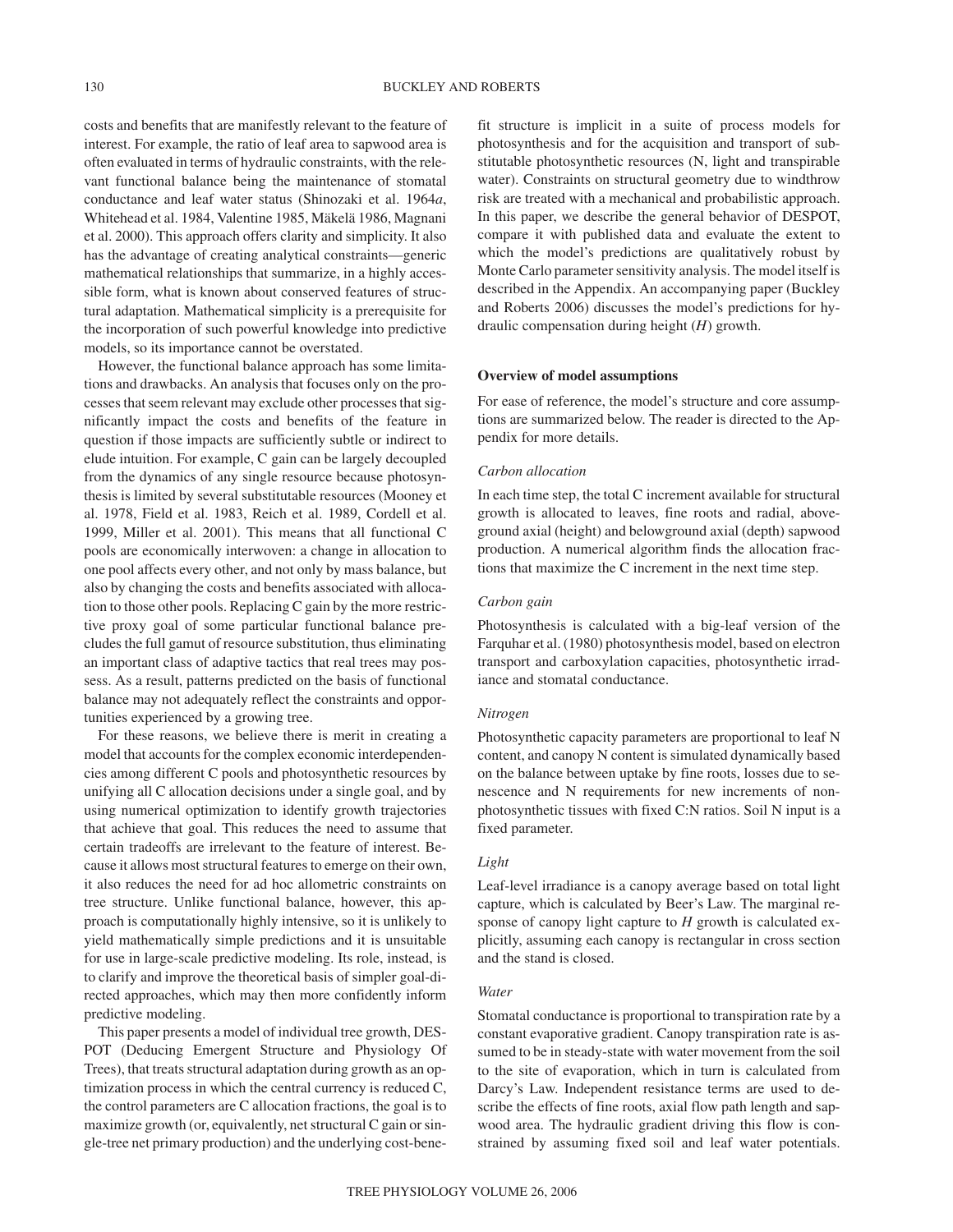costs and benefits that are manifestly relevant to the feature of interest. For example, the ratio of leaf area to sapwood area is often evaluated in terms of hydraulic constraints, with the relevant functional balance being the maintenance of stomatal conductance and leaf water status (Shinozaki et al. 1964*a*, Whitehead et al. 1984, Valentine 1985, Mäkelä 1986, Magnani et al. 2000). This approach offers clarity and simplicity. It also has the advantage of creating analytical constraints—generic mathematical relationships that summarize, in a highly accessible form, what is known about conserved features of structural adaptation. Mathematical simplicity is a prerequisite for the incorporation of such powerful knowledge into predictive models, so its importance cannot be overstated.

However, the functional balance approach has some limitations and drawbacks. An analysis that focuses only on the processes that seem relevant may exclude other processes that significantly impact the costs and benefits of the feature in question if those impacts are sufficiently subtle or indirect to elude intuition. For example, C gain can be largely decoupled from the dynamics of any single resource because photosynthesis is limited by several substitutable resources (Mooney et al. 1978, Field et al. 1983, Reich et al. 1989, Cordell et al. 1999, Miller et al. 2001). This means that all functional C pools are economically interwoven: a change in allocation to one pool affects every other, and not only by mass balance, but also by changing the costs and benefits associated with allocation to those other pools. Replacing C gain by the more restrictive proxy goal of some particular functional balance precludes the full gamut of resource substitution, thus eliminating an important class of adaptive tactics that real trees may possess. As a result, patterns predicted on the basis of functional balance may not adequately reflect the constraints and opportunities experienced by a growing tree.

For these reasons, we believe there is merit in creating a model that accounts for the complex economic interdependencies among different C pools and photosynthetic resources by unifying all C allocation decisions under a single goal, and by using numerical optimization to identify growth trajectories that achieve that goal. This reduces the need to assume that certain tradeoffs are irrelevant to the feature of interest. Because it allows most structural features to emerge on their own, it also reduces the need for ad hoc allometric constraints on tree structure. Unlike functional balance, however, this approach is computationally highly intensive, so it is unlikely to yield mathematically simple predictions and it is unsuitable for use in large-scale predictive modeling. Its role, instead, is to clarify and improve the theoretical basis of simpler goal-directed approaches, which may then more confidently inform predictive modeling.

This paper presents a model of individual tree growth, DESPOT (Deducing Emergent Structure and Physiology Of Trees), that treats structural adaptation during growth as an optimization process in which the central currency is reduced C, the control parameters are C allocation fractions, the goal is to maximize growth (or, equivalently, net structural C gain or single-tree net primary production) and the underlying cost-benefit structure is implicit in a suite of process models for photosynthesis and for the acquisition and transport of substitutable photosynthetic resources (N, light and transpirable water). Constraints on structural geometry due to windthrow risk are treated with a mechanical and probabilistic approach. In this paper, we describe the general behavior of DESPOT, compare it with published data and evaluate the extent to which the model's predictions are qualitatively robust by Monte Carlo parameter sensitivity analysis. The model itself is described in the Appendix. An accompanying paper (Buckley and Roberts 2006) discusses the model's predictions for hydraulic compensation during height ($H$) growth.

## Overview of model assumptions

For ease of reference, the model's structure and core assumptions are summarized below. The reader is directed to the Appendix for more details.

### *Carbon allocation*

In each time step, the total C increment available for structural growth is allocated to leaves, fine roots and radial, aboveground axial (height) and belowground axial (depth) sapwood production. A numerical algorithm finds the allocation fractions that maximize the C increment in the next time step.

### *Carbon gain*

Photosynthesis is calculated with a big-leaf version of the Farquhar et al. (1980) photosynthesis model, based on electron transport and carboxylation capacities, photosynthetic irradiance and stomatal conductance.

### *Nitrogen*

Photosynthetic capacity parameters are proportional to leaf N content, and canopy N content is simulated dynamically based on the balance between uptake by fine roots, losses due to senescence and N requirements for new increments of non-photosynthetic tissues with fixed C:N ratios. Soil N input is a fixed parameter.

### *Light*

Leaf-level irradiance is a canopy average based on total light capture, which is calculated by Beer's Law. The marginal response of canopy light capture to $H$ growth is calculated explicitly, assuming each canopy is rectangular in cross section and the stand is closed.

### *Water*

Stomatal conductance is proportional to transpiration rate by a constant evaporative gradient. Canopy transpiration rate is assumed to be in steady-state with water movement from the soil to the site of evaporation, which in turn is calculated from Darcy's Law. Independent resistance terms are used to describe the effects of fine roots, axial flow path length and sapwood area. The hydraulic gradient driving this flow is constrained by assuming fixed soil and leaf water potentials.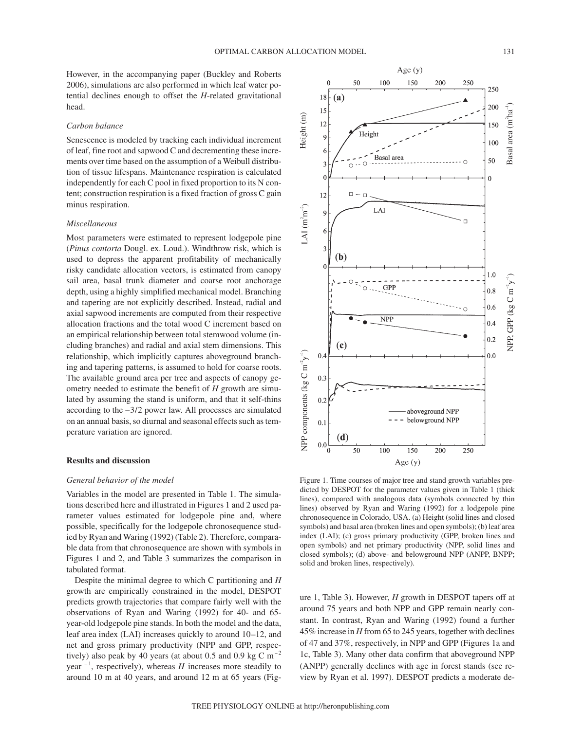However, in the accompanying paper (Buckley and Roberts 2006), simulations are also performed in which leaf water potential declines enough to offset the $H$-related gravitational head.

*Carbon balance*

Senescence is modeled by tracking each individual increment of leaf, fine root and sapwood C and decrementing these increments over time based on the assumption of a Weibull distribution of tissue lifespans. Maintenance respiration is calculated independently for each C pool in fixed proportion to its N content; construction respiration is a fixed fraction of gross C gain minus respiration.

*Miscellaneous*

Most parameters were estimated to represent lodgepole pine (*Pinus contorta* Dougl. ex. Loud.). Windthrow risk, which is used to depress the apparent profitability of mechanically risky candidate allocation vectors, is estimated from canopy sail area, basal trunk diameter and coarse root anchorage depth, using a highly simplified mechanical model. Branching and tapering are not explicitly described. Instead, radial and axial sapwood increments are computed from their respective allocation fractions and the total wood C increment based on an empirical relationship between total stemwood volume (including branches) and radial and axial stem dimensions. This relationship, which implicitly captures aboveground branching and tapering patterns, is assumed to hold for coarse roots. The available ground area per tree and aspects of canopy geometry needed to estimate the benefit of $H$ growth are simulated by assuming the stand is uniform, and that it self-thins according to the –3/2 power law. All processes are simulated on an annual basis, so diurnal and seasonal effects such as temperature variation are ignored.

## Results and discussion

*General behavior of the model*

Variables in the model are presented in Table 1. The simulations described here and illustrated in Figures 1 and 2 used parameter values estimated for lodgepole pine and, where possible, specifically for the lodgepole chronosequence studied by Ryan and Waring (1992) (Table 2). Therefore, comparable data from that chronosequence are shown with symbols in Figures 1 and 2, and Table 3 summarizes the comparison in tabulated format.

Despite the minimal degree to which C partitioning and $H$ growth are empirically constrained in the model, DESPOT predicts growth trajectories that compare fairly well with the observations of Ryan and Waring (1992) for 40- and 65-year-old lodgepole pine stands. In both the model and the data, leaf area index (LAI) increases quickly to around 10–12, and net and gross primary productivity (NPP and GPP, respectively) also peak by 40 years (at about 0.5 and 0.9 kg C m$^{-2}$ year$^{-1}$, respectively), whereas $H$ increases more steadily to around 10 m at 40 years, and around 12 m at 65 years (Figure 1, Table 3). However, $H$ growth in DESPOT tapers off at around 75 years and both NPP and GPP remain nearly constant. In contrast, Ryan and Waring (1992) found a further 45% increase in $H$ from 65 to 245 years, together with declines of 47 and 37%, respectively, in NPP and GPP (Figures 1a and 1c, Table 3). Many other data confirm that aboveground NPP (ANPP) generally declines with age in forest stands (see review by Ryan et al. 1997). DESPOT predicts a moderate de-

Figure 1. Time courses of major tree and stand growth variables predicted by DESPOT for the parameter values given in Table 1 (thick lines), compared with analogous data (symbols connected by thin lines) observed by Ryan and Waring (1992) for a lodgepole pine chronosequence in Colorado, USA. (a) Height (solid lines and closed symbols) and basal area (broken lines and open symbols); (b) leaf area index (LAI); (c) gross primary productivity (GPP, broken lines and open symbols) and net primary productivity (NPP, solid lines and closed symbols); (d) above- and belowground NPP (ANPP, BNPP; solid and broken lines, respectively).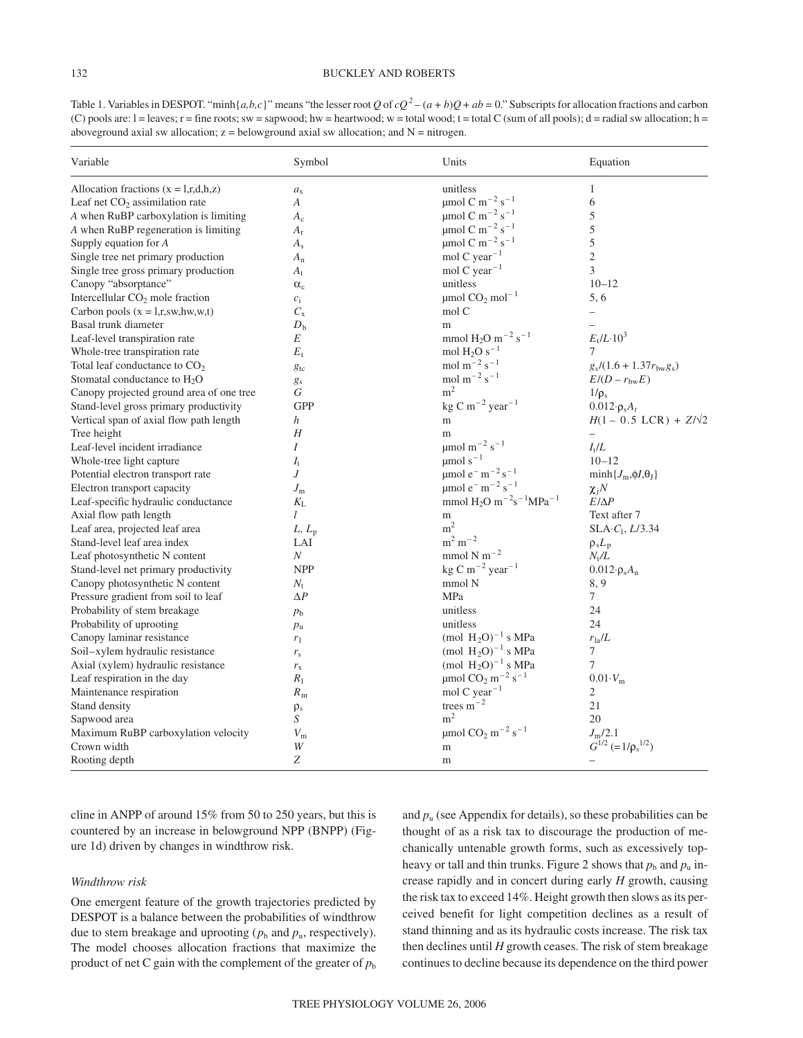Table 1. Variables in DESPOT. "minh$\{a,b,c\}$" means "the lesser root $Q$ of $cQ^2 - (a + b)Q + ab = 0$." Subscripts for allocation fractions and carbon (C) pools are: l = leaves; r = fine roots; sw = sapwood; hw = heartwood; w = total wood; t = total C (sum of all pools); d = radial sw allocation; h = aboveground axial sw allocation; z = belowground axial sw allocation; and N = nitrogen.

| Variable | Symbol | Units | Equation |
|---|---|---|---|
| Allocation fractions (x = l,r,d,h,z) | $a_x$ | unitless | 1 |
| Leaf net $CO_2$ assimilation rate | $A$ | μmol C $m^{-2}$ $s^{-1}$ | 6 |
| $A$ when RuBP carboxylation is limiting | $A_c$ | μmol C $m^{-2}$ $s^{-1}$ | 5 |
| $A$ when RuBP regeneration is limiting | $A_r$ | μmol C $m^{-2}$ $s^{-1}$ | 5 |
| Supply equation for $A$ | $A_s$ | μmol C $m^{-2}$ $s^{-1}$ | 5 |
| Single tree net primary production | $A_n$ | mol C $year^{-1}$ | 2 |
| Single tree gross primary production | $A_t$ | mol C $year^{-1}$ | 3 |
| Canopy "absorptance" | $\alpha_c$ | unitless | 10–12 |
| Intercellular $CO_2$ mole fraction | $c_i$ | μmol $CO_2$ $mol^{-1}$ | 5, 6 |
| Carbon pools (x = l,r,sw,hw,w,t) | $C_x$ | mol C | – |
| Basal trunk diameter | $D_b$ | m | – |
| Leaf-level transpiration rate | $E$ | mmol $H_2O$ $m^{-2}$ $s^{-1}$ | $E_t/L \cdot 10^3$ |
| Whole-tree transpiration rate | $E_t$ | mol $H_2O$ $s^{-1}$ | 7 |
| Total leaf conductance to $CO_2$ | $g_{tc}$ | mol $m^{-2}$ $s^{-1}$ | $g_s/(1.6 + 1.37 r_{bw} g_s)$ |
| Stomatal conductance to $H_2O$ | $g_s$ | mol $m^{-2}$ $s^{-1}$ | $E/(D - r_{bw}E)$ |
| Canopy projected ground area of one tree | $G$ | $m^2$ | $1/\rho_s$ |
| Stand-level gross primary productivity | GPP | kg C $m^{-2}$ $year^{-1}$ | $0.012 \cdot \rho_s A_t$ |
| Vertical span of axial flow path length | $h$ | m | $H(1 - 0.5\ \mathrm{LCR}) + Z/\sqrt{2}$ |
| Tree height | $H$ | m | – |
| Leaf-level incident irradiance | $I$ | μmol $m^{-2}$ $s^{-1}$ | $I_t/L$ |
| Whole-tree light capture | $I_t$ | μmol $s^{-1}$ | 10–12 |
| Potential electron transport rate | $J$ | μmol $e^-$ $m^{-2}$ $s^{-1}$ | minh$\{J_m, \phi I, \theta_J\}$ |
| Electron transport capacity | $J_m$ | μmol $e^-$ $m^{-2}$ $s^{-1}$ | $\chi_J N$ |
| Leaf-specific hydraulic conductance | $K_L$ | mmol $H_2O$ $m^{-2}s^{-1}MPa^{-1}$ | $E/\Delta P$ |
| Axial flow path length | $l$ | m | Text after 7 |
| Leaf area, projected leaf area | $L$, $L_p$ | $m^2$ | SLA$\cdot C_l$, $L/3.34$ |
| Stand-level leaf area index | LAI | $m^2$ $m^{-2}$ | $\rho_s L_p$ |
| Leaf photosynthetic N content | $N$ | mmol N $m^{-2}$ | $N_t/L$ |
| Stand-level net primary productivity | NPP | kg C $m^{-2}$ $year^{-1}$ | $0.012 \cdot \rho_s A_n$ |
| Canopy photosynthetic N content | $N_t$ | mmol N | 8, 9 |
| Pressure gradient from soil to leaf | $\Delta P$ | MPa | 7 |
| Probability of stem breakage | $p_b$ | unitless | 24 |
| Probability of uprooting | $p_u$ | unitless | 24 |
| Canopy laminar resistance | $r_l$ | (mol $H_2O$)$^{-1}$ s MPa | $r_{la}/L$ |
| Soil–xylem hydraulic resistance | $r_s$ | (mol $H_2O$)$^{-1}$ s MPa | 7 |
| Axial (xylem) hydraulic resistance | $r_x$ | (mol $H_2O$)$^{-1}$ s MPa | 7 |
| Leaf respiration in the day | $R_l$ | μmol $CO_2$ $m^{-2}$ $s^{-1}$ | $0.01 \cdot V_m$ |
| Maintenance respiration | $R_m$ | mol C $year^{-1}$ | 2 |
| Stand density | $\rho_s$ | trees $m^{-2}$ | 21 |
| Sapwood area | $S$ | $m^2$ | 20 |
| Maximum RuBP carboxylation velocity | $V_m$ | μmol $CO_2$ $m^{-2}$ $s^{-1}$ | $J_m/2.1$ |
| Crown width | $W$ | m | $G^{1/2}$ ($=1/\rho_s^{1/2}$) |
| Rooting depth | $Z$ | m | – |

cline in ANPP of around 15% from 50 to 250 years, but this is countered by an increase in belowground NPP (BNPP) (Figure 1d) driven by changes in windthrow risk.

*Windthrow risk*

One emergent feature of the growth trajectories predicted by DESPOT is a balance between the probabilities of windthrow due to stem breakage and uprooting ($p_b$ and $p_u$, respectively). The model chooses allocation fractions that maximize the product of net C gain with the complement of the greater of $p_b$ and $p_u$ (see Appendix for details), so these probabilities can be thought of as a risk tax to discourage the production of mechanically untenable growth forms, such as excessively top-heavy or tall and thin trunks. Figure 2 shows that $p_b$ and $p_u$ increase rapidly and in concert during early $H$ growth, causing the risk tax to exceed 14%. Height growth then slows as its perceived benefit for light competition declines as a result of stand thinning and as its hydraulic costs increase. The risk tax then declines until $H$ growth ceases. The risk of stem breakage continues to decline because its dependence on the third power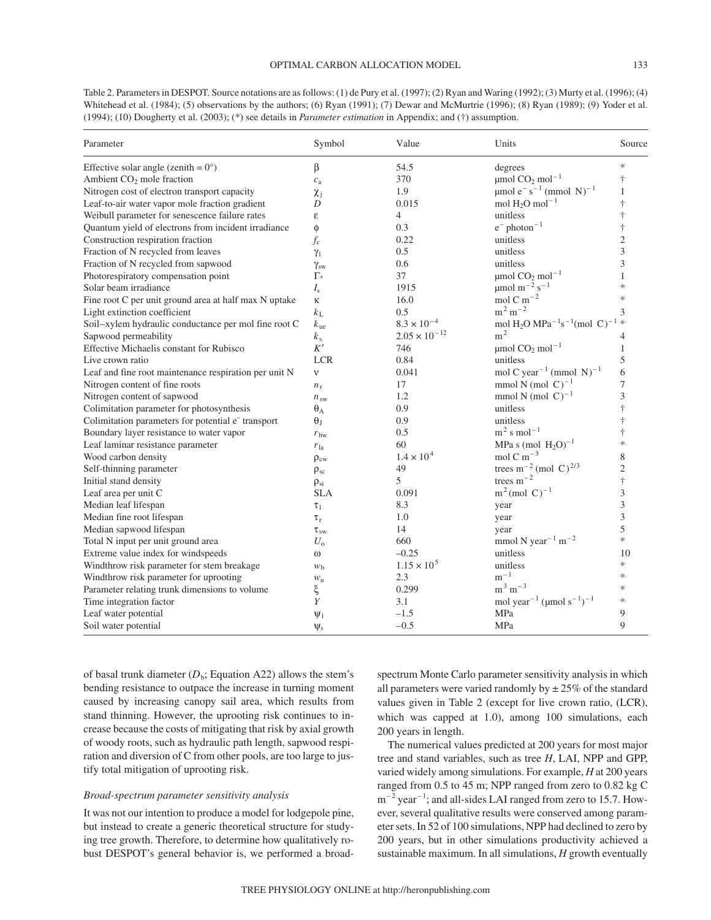Table 2. Parameters in DESPOT. Source notations are as follows: (1) de Pury et al. (1997); (2) Ryan and Waring (1992); (3) Murty et al. (1996); (4) Whitehead et al. (1984); (5) observations by the authors; (6) Ryan (1991); (7) Dewar and McMurtrie (1996); (8) Ryan (1989); (9) Yoder et al. (1994); (10) Dougherty et al. (2003); (*) see details in *Parameter estimation* in Appendix; and (†) assumption.

| Parameter | Symbol | Value | Units | Source |
|---|---|---|---|---|
| Effective solar angle (zenith = 0°) | $\beta$ | 54.5 | degrees | * |
| Ambient $CO_2$ mole fraction | $c_a$ | 370 | μmol $CO_2$ $mol^{-1}$ | † |
| Nitrogen cost of electron transport capacity | $\chi_j$ | 1.9 | μmol $e^-$ $s^{-1}$ (mmol N)$^{-1}$ | 1 |
| Leaf-to-air water vapor mole fraction gradient | $D$ | 0.015 | mol $H_2O$ $mol^{-1}$ | † |
| Weibull parameter for senescence failure rates | $\varepsilon$ | 4 | unitless | † |
| Quantum yield of electrons from incident irradiance | $\phi$ | 0.3 | $e^-$ $photon^{-1}$ | † |
| Construction respiration fraction | $f_c$ | 0.22 | unitless | 2 |
| Fraction of N recycled from leaves | $\gamma_l$ | 0.5 | unitless | 3 |
| Fraction of N recycled from sapwood | $\gamma_{sw}$ | 0.6 | unitless | 3 |
| Photorespiratory compensation point | $\Gamma_*$ | 37 | μmol $CO_2$ $mol^{-1}$ | 1 |
| Solar beam irradiance | $I_s$ | 1915 | μmol $m^{-2}$ $s^{-1}$ | * |
| Fine root C per unit ground area at half max N uptake | $\kappa$ | 16.0 | mol C $m^{-2}$ | * |
| Light extinction coefficient | $k_L$ | 0.5 | $m^2$ $m^{-2}$ | 3 |
| Soil–xylem hydraulic conductance per mol fine root C | $k_{ue}$ | $8.3 \times 10^{-4}$ | mol $H_2O$ $MPa^{-1}s^{-1}$(mol C)$^{-1}$ | * |
| Sapwood permeability | $k_s$ | $2.05 \times 10^{-12}$ | $m^2$ | 4 |
| Effective Michaelis constant for Rubisco | $K'$ | 746 | μmol $CO_2$ $mol^{-1}$ | 1 |
| Live crown ratio | LCR | 0.84 | unitless | 5 |
| Leaf and fine root maintenance respiration per unit N | $\nu$ | 0.041 | mol C $year^{-1}$ (mmol N)$^{-1}$ | 6 |
| Nitrogen content of fine roots | $n_r$ | 17 | mmol N (mol C)$^{-1}$ | 7 |
| Nitrogen content of sapwood | $n_{sw}$ | 1.2 | mmol N (mol C)$^{-1}$ | 3 |
| Colimitation parameter for photosynthesis | $\theta_A$ | 0.9 | unitless | † |
| Colimitation parameters for potential $e^-$ transport | $\theta_J$ | 0.9 | unitless | † |
| Boundary layer resistance to water vapor | $r_{bw}$ | 0.5 | $m^2$ s $mol^{-1}$ | † |
| Leaf laminar resistance parameter | $r_{la}$ | 60 | MPa s (mol $H_2O$)$^{-1}$ | * |
| Wood carbon density | $\rho_{cw}$ | $1.4 \times 10^4$ | mol C $m^{-3}$ | 8 |
| Self-thinning parameter | $\rho_{sc}$ | 49 | trees $m^{-2}$ (mol C)$^{2/3}$ | 2 |
| Initial stand density | $\rho_{si}$ | 5 | trees $m^{-2}$ | † |
| Leaf area per unit C | SLA | 0.091 | $m^2$(mol C)$^{-1}$ | 3 |
| Median leaf lifespan | $\tau_l$ | 8.3 | year | 3 |
| Median fine root lifespan | $\tau_r$ | 1.0 | year | 3 |
| Median sapwood lifespan | $\tau_{sw}$ | 14 | year | 5 |
| Total N input per unit ground area | $U_o$ | 660 | mmol N $year^{-1}$ $m^{-2}$ | * |
| Extreme value index for windspeeds | $\omega$ | –0.25 | unitless | 10 |
| Windthrow risk parameter for stem breakage | $w_b$ | $1.15 \times 10^5$ | unitless | * |
| Windthrow risk parameter for uprooting | $w_u$ | 2.3 | $m^{-1}$ | * |
| Parameter relating trunk dimensions to volume | $\xi$ | 0.299 | $m^3$ $m^{-3}$ | * |
| Time integration factor | $Y$ | 3.1 | mol $year^{-1}$ (μmol $s^{-1}$)$^{-1}$ | * |
| Leaf water potential | $\psi_l$ | –1.5 | MPa | 9 |
| Soil water potential | $\psi_s$ | –0.5 | MPa | 9 |

of basal trunk diameter ($D_b$; Equation A22) allows the stem's bending resistance to outpace the increase in turning moment caused by increasing canopy sail area, which results from stand thinning. However, the uprooting risk continues to increase because the costs of mitigating that risk by axial growth of woody roots, such as hydraulic path length, sapwood respiration and diversion of C from other pools, are too large to justify total mitigation of uprooting risk.

### *Broad-spectrum parameter sensitivity analysis*

It was not our intention to produce a model for lodgepole pine, but instead to create a generic theoretical structure for studying tree growth. Therefore, to determine how qualitatively robust DESPOT's general behavior is, we performed a broad-spectrum Monte Carlo parameter sensitivity analysis in which all parameters were varied randomly by ± 25% of the standard values given in Table 2 (except for live crown ratio, (LCR), which was capped at 1.0), among 100 simulations, each 200 years in length.

The numerical values predicted at 200 years for most major tree and stand variables, such as tree $H$, LAI, NPP and GPP, varied widely among simulations. For example, $H$ at 200 years ranged from 0.5 to 45 m; NPP ranged from zero to 0.82 kg C $m^{-2}$ $year^{-1}$; and all-sides LAI ranged from zero to 15.7. However, several qualitative results were conserved among parameter sets. In 52 of 100 simulations, NPP had declined to zero by 200 years, but in other simulations productivity achieved a sustainable maximum. In all simulations, $H$ growth eventually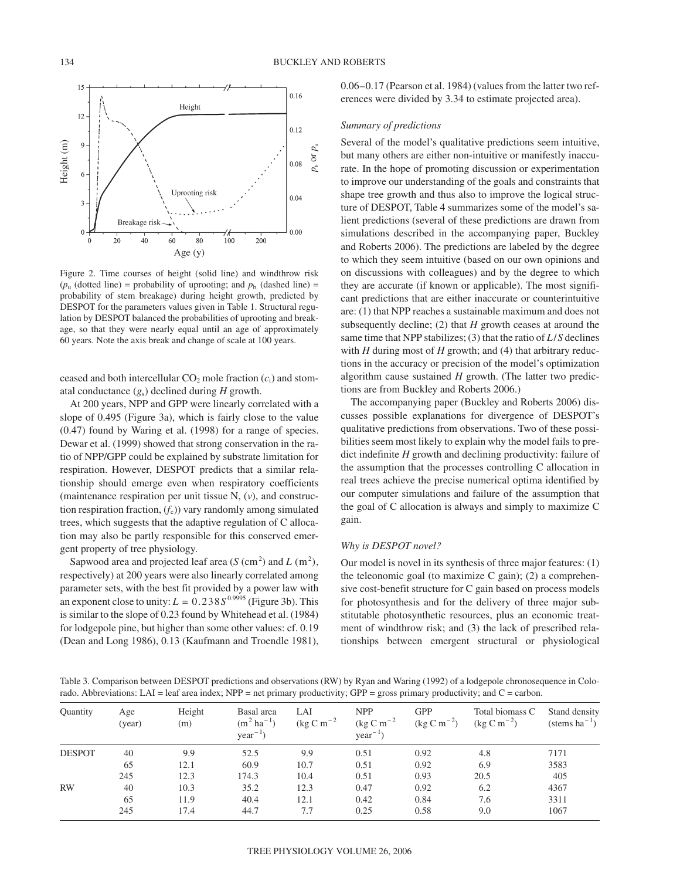Figure 2. Time courses of height (solid line) and windthrow risk ($p_u$ (dotted line) = probability of uprooting; and $p_b$ (dashed line) = probability of stem breakage) during height growth, predicted by DESPOT for the parameters values given in Table 1. Structural regulation by DESPOT balanced the probabilities of uprooting and breakage, so that they were nearly equal until an age of approximately 60 years. Note the axis break and change of scale at 100 years.

ceased and both intercellular $CO_2$ mole fraction ($c_i$) and stomatal conductance ($g_s$) declined during $H$ growth.

At 200 years, NPP and GPP were linearly correlated with a slope of 0.495 (Figure 3a), which is fairly close to the value (0.47) found by Waring et al. (1998) for a range of species. Dewar et al. (1999) showed that strong conservation in the ratio of NPP/GPP could be explained by substrate limitation for respiration. However, DESPOT predicts that a similar relationship should emerge even when respiratory coefficients (maintenance respiration per unit tissue N, ($v$), and construction respiration fraction, ($f_c$)) vary randomly among simulated trees, which suggests that the adaptive regulation of C allocation may also be partly responsible for this conserved emergent property of tree physiology.

Sapwood area and projected leaf area ($S$ (cm$^2$) and $L$ (m$^2$), respectively) at 200 years were also linearly correlated among parameter sets, with the best fit provided by a power law with an exponent close to unity: $L = 0.238S^{0.9995}$ (Figure 3b). This is similar to the slope of 0.23 found by Whitehead et al. (1984) for lodgepole pine, but higher than some other values: cf. 0.19 (Dean and Long 1986), 0.13 (Kaufmann and Troendle 1981), 0.06–0.17 (Pearson et al. 1984) (values from the latter two references were divided by 3.34 to estimate projected area).

### Summary of predictions

Several of the model's qualitative predictions seem intuitive, but many others are either non-intuitive or manifestly inaccurate. In the hope of promoting discussion or experimentation to improve our understanding of the goals and constraints that shape tree growth and thus also to improve the logical structure of DESPOT, Table 4 summarizes some of the model's salient predictions (several of these predictions are drawn from simulations described in the accompanying paper, Buckley and Roberts 2006). The predictions are labeled by the degree to which they seem intuitive (based on our own opinions and on discussions with colleagues) and by the degree to which they are accurate (if known or applicable). The most significant predictions that are either inaccurate or counterintuitive are: (1) that NPP reaches a sustainable maximum and does not subsequently decline; (2) that $H$ growth ceases at around the same time that NPP stabilizes; (3) that the ratio of $L/S$ declines with $H$ during most of $H$ growth; and (4) that arbitrary reductions in the accuracy or precision of the model's optimization algorithm cause sustained $H$ growth. (The latter two predictions are from Buckley and Roberts 2006.)

The accompanying paper (Buckley and Roberts 2006) discusses possible explanations for divergence of DESPOT's qualitative predictions from observations. Two of these possibilities seem most likely to explain why the model fails to predict indefinite $H$ growth and declining productivity: failure of the assumption that the processes controlling C allocation in real trees achieve the precise numerical optima identified by our computer simulations and failure of the assumption that the goal of C allocation is always and simply to maximize C gain.

### Why is DESPOT novel?

Our model is novel in its synthesis of three major features: (1) the teleonomic goal (to maximize C gain); (2) a comprehensive cost-benefit structure for C gain based on process models for photosynthesis and for the delivery of three major substitutable photosynthetic resources, plus an economic treatment of windthrow risk; and (3) the lack of prescribed relationships between emergent structural or physiological

Table 3. Comparison between DESPOT predictions and observations (RW) by Ryan and Waring (1992) of a lodgepole chronosequence in Colorado. Abbreviations: LAI = leaf area index; NPP = net primary productivity; GPP = gross primary productivity; and C = carbon.

| Quantity | Age (year) | Height (m) | Basal area (m$^2$ ha$^{-1}$ year$^{-1}$) | LAI (kg C m$^{-2}$ | NPP (kg C m$^{-2}$ year$^{-1}$) | GPP (kg C m$^{-2}$) | Total biomass C (kg C m$^{-2}$) | Stand density (stems ha$^{-1}$) |
|---|---|---|---|---|---|---|---|---|
| DESPOT | 40 | 9.9 | 52.5 | 9.9 | 0.51 | 0.92 | 4.8 | 7171 |
| | 65 | 12.1 | 60.9 | 10.7 | 0.51 | 0.92 | 6.9 | 3583 |
| | 245 | 12.3 | 174.3 | 10.4 | 0.51 | 0.93 | 20.5 | 405 |
| RW | 40 | 10.3 | 35.2 | 12.3 | 0.47 | 0.92 | 6.2 | 4367 |
| | 65 | 11.9 | 40.4 | 12.1 | 0.42 | 0.84 | 7.6 | 3311 |
| | 245 | 17.4 | 44.7 | 7.7 | 0.25 | 0.58 | 9.0 | 1067 |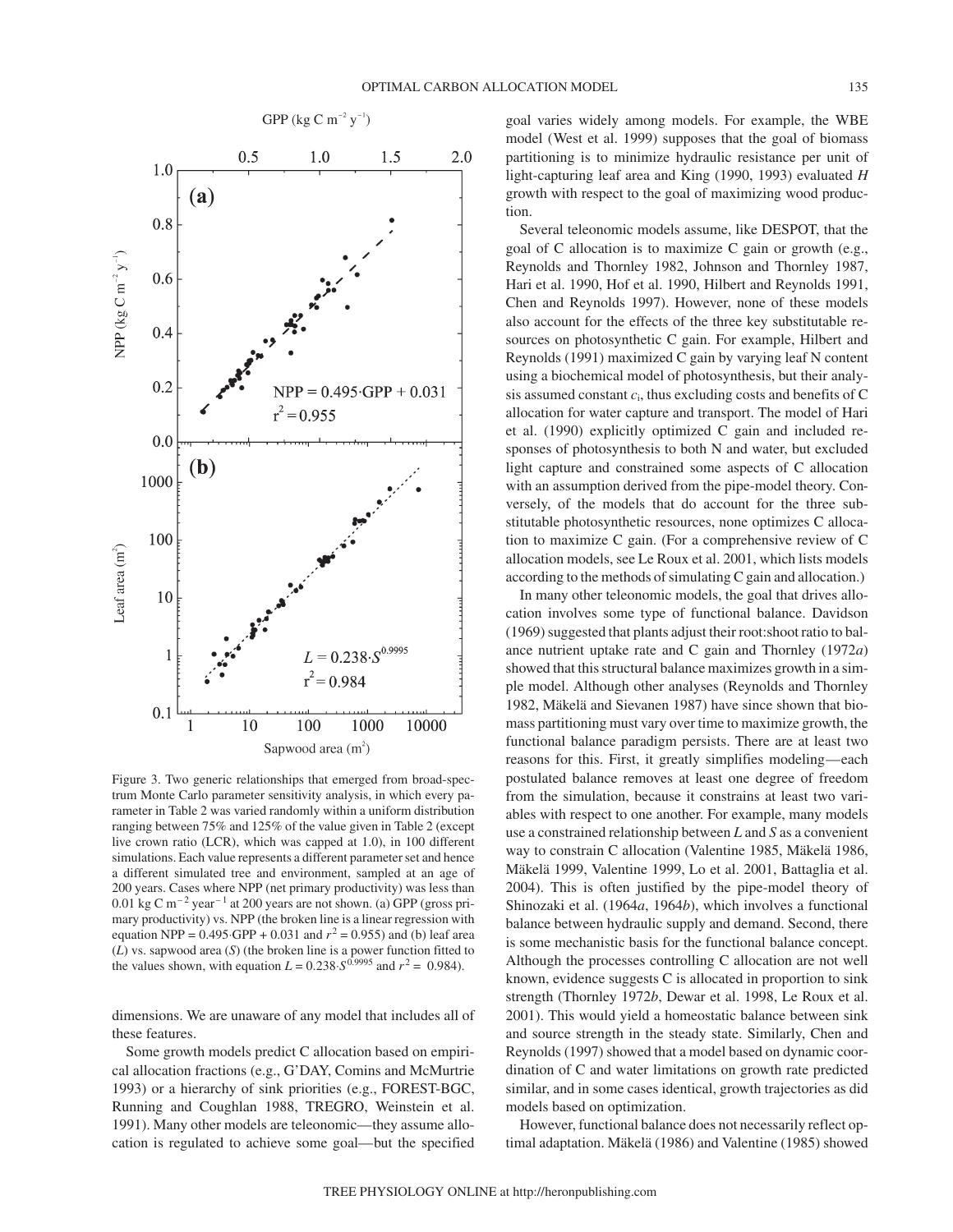Figure 3. Two generic relationships that emerged from broad-spectrum Monte Carlo parameter sensitivity analysis, in which every parameter in Table 2 was varied randomly within a uniform distribution ranging between 75% and 125% of the value given in Table 2 (except live crown ratio (LCR), which was capped at 1.0), in 100 different simulations. Each value represents a different parameter set and hence a different simulated tree and environment, sampled at an age of 200 years. Cases where NPP (net primary productivity) was less than 0.01 kg C $m^{-2}$ $year^{-1}$ at 200 years are not shown. (a) GPP (gross primary productivity) vs. NPP (the broken line is a linear regression with equation NPP = 0.495·GPP + 0.031 and $r^2$ = 0.955) and (b) leaf area ($L$) vs. sapwood area ($S$) (the broken line is a power function fitted to the values shown, with equation $L = 0.238 \cdot S^{0.9995}$ and $r^2$ = 0.984).

dimensions. We are unaware of any model that includes all of these features.

Some growth models predict C allocation based on empirical allocation fractions (e.g., G'DAY, Comins and McMurtrie 1993) or a hierarchy of sink priorities (e.g., FOREST-BGC, Running and Coughlan 1988, TREGRO, Weinstein et al. 1991). Many other models are teleonomic—they assume allocation is regulated to achieve some goal—but the specified goal varies widely among models. For example, the WBE model (West et al. 1999) supposes that the goal of biomass partitioning is to minimize hydraulic resistance per unit of light-capturing leaf area and King (1990, 1993) evaluated $H$ growth with respect to the goal of maximizing wood production.

Several teleonomic models assume, like DESPOT, that the goal of C allocation is to maximize C gain or growth (e.g., Reynolds and Thornley 1982, Johnson and Thornley 1987, Hari et al. 1990, Hof et al. 1990, Hilbert and Reynolds 1991, Chen and Reynolds 1997). However, none of these models also account for the effects of the three key substitutable resources on photosynthetic C gain. For example, Hilbert and Reynolds (1991) maximized C gain by varying leaf N content using a biochemical model of photosynthesis, but their analysis assumed constant $c_i$, thus excluding costs and benefits of C allocation for water capture and transport. The model of Hari et al. (1990) explicitly optimized C gain and included responses of photosynthesis to both N and water, but excluded light capture and constrained some aspects of C allocation with an assumption derived from the pipe-model theory. Conversely, of the models that do account for the three substitutable photosynthetic resources, none optimizes C allocation to maximize C gain. (For a comprehensive review of C allocation models, see Le Roux et al. 2001, which lists models according to the methods of simulating C gain and allocation.)

In many other teleonomic models, the goal that drives allocation involves some type of functional balance. Davidson (1969) suggested that plants adjust their root:shoot ratio to balance nutrient uptake rate and C gain and Thornley (1972*a*) showed that this structural balance maximizes growth in a simple model. Although other analyses (Reynolds and Thornley 1982, Mäkelä and Sievanen 1987) have since shown that biomass partitioning must vary over time to maximize growth, the functional balance paradigm persists. There are at least two reasons for this. First, it greatly simplifies modeling—each postulated balance removes at least one degree of freedom from the simulation, because it constrains at least two variables with respect to one another. For example, many models use a constrained relationship between $L$ and $S$ as a convenient way to constrain C allocation (Valentine 1985, Mäkelä 1986, Mäkelä 1999, Valentine 1999, Lo et al. 2001, Battaglia et al. 2004). This is often justified by the pipe-model theory of Shinozaki et al. (1964*a*, 1964*b*), which involves a functional balance between hydraulic supply and demand. Second, there is some mechanistic basis for the functional balance concept. Although the processes controlling C allocation are not well known, evidence suggests C is allocated in proportion to sink strength (Thornley 1972*b*, Dewar et al. 1998, Le Roux et al. 2001). This would yield a homeostatic balance between sink and source strength in the steady state. Similarly, Chen and Reynolds (1997) showed that a model based on dynamic coordination of C and water limitations on growth rate predicted similar, and in some cases identical, growth trajectories as did models based on optimization.

However, functional balance does not necessarily reflect optimal adaptation. Mäkelä (1986) and Valentine (1985) showed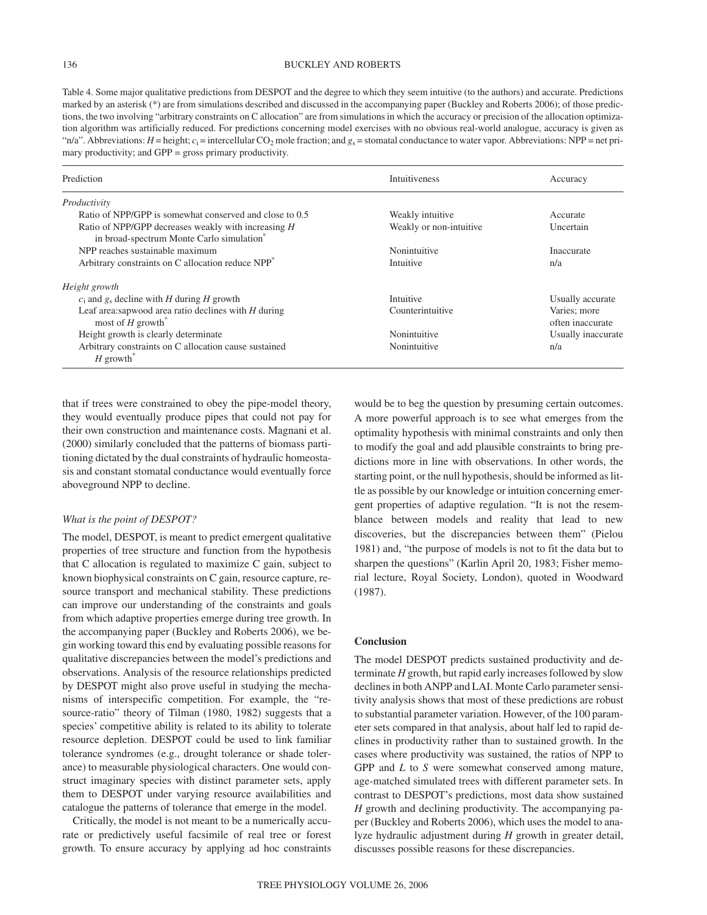Table 4. Some major qualitative predictions from DESPOT and the degree to which they seem intuitive (to the authors) and accurate. Predictions marked by an asterisk (*) are from simulations described and discussed in the accompanying paper (Buckley and Roberts 2006); of those predictions, the two involving "arbitrary constraints on C allocation" are from simulations in which the accuracy or precision of the allocation optimization algorithm was artificially reduced. For predictions concerning model exercises with no obvious real-world analogue, accuracy is given as "n/a". Abbreviations: $H$ = height; $c_i$ = intercellular $CO_2$ mole fraction; and $g_s$ = stomatal conductance to water vapor. Abbreviations: NPP = net primary productivity; and GPP = gross primary productivity.

| Prediction | Intuitiveness | Accuracy |
|---|---|---|
| *Productivity* | | |
| Ratio of NPP/GPP is somewhat conserved and close to 0.5 | Weakly intuitive | Accurate |
| Ratio of NPP/GPP decreases weakly with increasing $H$ in broad-spectrum Monte Carlo simulation* | Weakly or non-intuitive | Uncertain |
| NPP reaches sustainable maximum | Nonintuitive | Inaccurate |
| Arbitrary constraints on C allocation reduce NPP* | Intuitive | n/a |
| *Height growth* | | |
| $c_i$ and $g_s$ decline with $H$ during $H$ growth | Intuitive | Usually accurate |
| Leaf area:sapwood area ratio declines with $H$ during most of $H$ growth* | Counterintuitive | Varies; more often inaccurate |
| Height growth is clearly determinate | Nonintuitive | Usually inaccurate |
| Arbitrary constraints on C allocation cause sustained $H$ growth* | Nonintuitive | n/a |

that if trees were constrained to obey the pipe-model theory, they would eventually produce pipes that could not pay for their own construction and maintenance costs. Magnani et al. (2000) similarly concluded that the patterns of biomass partitioning dictated by the dual constraints of hydraulic homeostasis and constant stomatal conductance would eventually force aboveground NPP to decline.

### *What is the point of DESPOT?*

The model, DESPOT, is meant to predict emergent qualitative properties of tree structure and function from the hypothesis that C allocation is regulated to maximize C gain, subject to known biophysical constraints on C gain, resource capture, resource transport and mechanical stability. These predictions can improve our understanding of the constraints and goals from which adaptive properties emerge during tree growth. In the accompanying paper (Buckley and Roberts 2006), we begin working toward this end by evaluating possible reasons for qualitative discrepancies between the model's predictions and observations. Analysis of the resource relationships predicted by DESPOT might also prove useful in studying the mechanisms of interspecific competition. For example, the "resource-ratio" theory of Tilman (1980, 1982) suggests that a species' competitive ability is related to its ability to tolerate resource depletion. DESPOT could be used to link familiar tolerance syndromes (e.g., drought tolerance or shade tolerance) to measurable physiological characters. One would construct imaginary species with distinct parameter sets, apply them to DESPOT under varying resource availabilities and catalogue the patterns of tolerance that emerge in the model.

Critically, the model is not meant to be a numerically accurate or predictively useful facsimile of real tree or forest growth. To ensure accuracy by applying ad hoc constraints would be to beg the question by presuming certain outcomes. A more powerful approach is to see what emerges from the optimality hypothesis with minimal constraints and only then to modify the goal and add plausible constraints to bring predictions more in line with observations. In other words, the starting point, or the null hypothesis, should be informed as little as possible by our knowledge or intuition concerning emergent properties of adaptive regulation. "It is not the resemblance between models and reality that lead to new discoveries, but the discrepancies between them" (Pielou 1981) and, "the purpose of models is not to fit the data but to sharpen the questions" (Karlin April 20, 1983; Fisher memorial lecture, Royal Society, London), quoted in Woodward (1987).

## Conclusion

The model DESPOT predicts sustained productivity and determinate $H$ growth, but rapid early increases followed by slow declines in both ANPP and LAI. Monte Carlo parameter sensitivity analysis shows that most of these predictions are robust to substantial parameter variation. However, of the 100 parameter sets compared in that analysis, about half led to rapid declines in productivity rather than to sustained growth. In the cases where productivity was sustained, the ratios of NPP to GPP and $L$ to $S$ were somewhat conserved among mature, age-matched simulated trees with different parameter sets. In contrast to DESPOT's predictions, most data show sustained $H$ growth and declining productivity. The accompanying paper (Buckley and Roberts 2006), which uses the model to analyze hydraulic adjustment during $H$ growth in greater detail, discusses possible reasons for these discrepancies.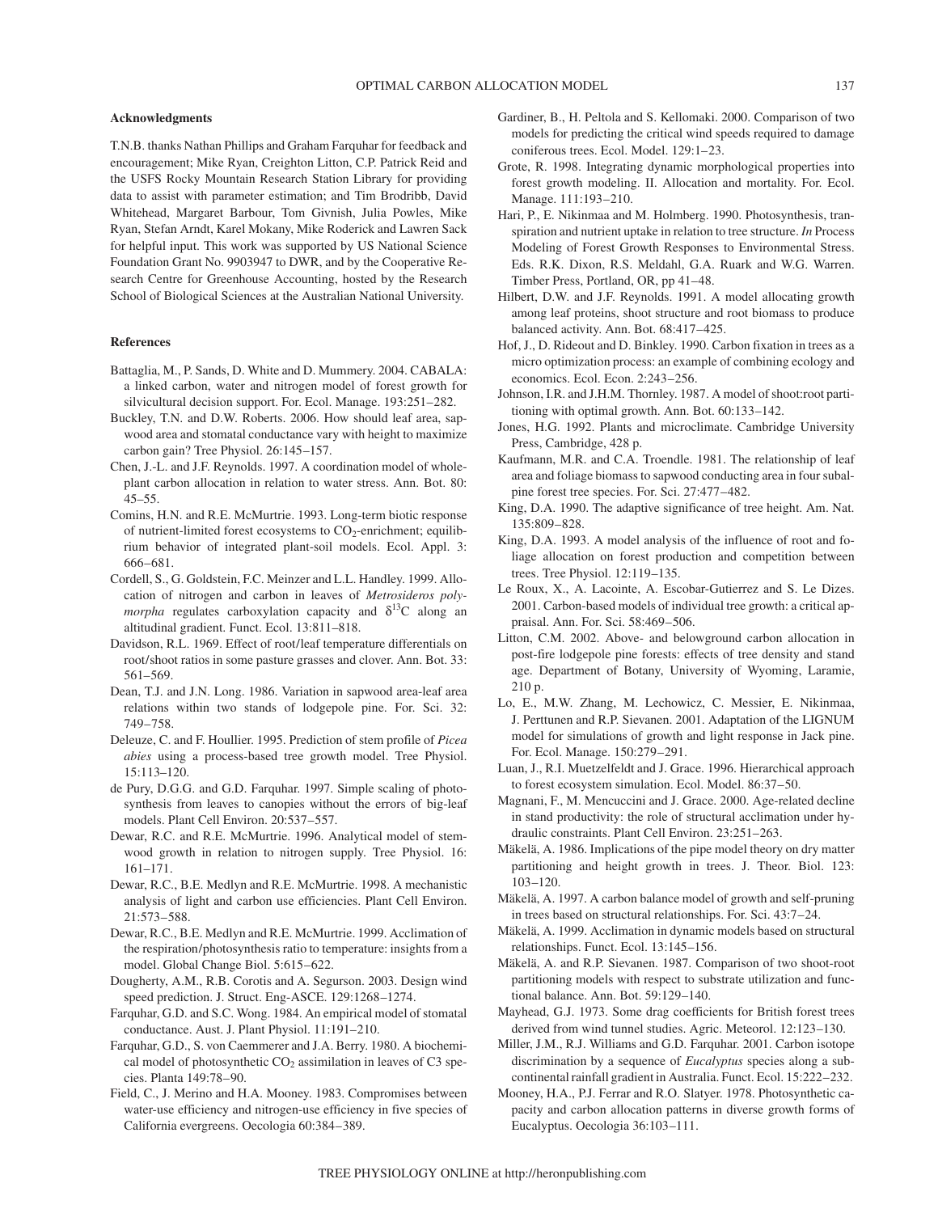### Acknowledgments

T.N.B. thanks Nathan Phillips and Graham Farquhar for feedback and encouragement; Mike Ryan, Creighton Litton, C.P. Patrick Reid and the USFS Rocky Mountain Research Station Library for providing data to assist with parameter estimation; and Tim Brodribb, David Whitehead, Margaret Barbour, Tom Givnish, Julia Powles, Mike Ryan, Stefan Arndt, Karel Mokany, Mike Roderick and Lawren Sack for helpful input. This work was supported by US National Science Foundation Grant No. 9903947 to DWR, and by the Cooperative Research Centre for Greenhouse Accounting, hosted by the Research School of Biological Sciences at the Australian National University.

### References

Battaglia, M., P. Sands, D. White and D. Mummery. 2004. CABALA: a linked carbon, water and nitrogen model of forest growth for silvicultural decision support. For. Ecol. Manage. 193:251–282.

Buckley, T.N. and D.W. Roberts. 2006. How should leaf area, sapwood area and stomatal conductance vary with height to maximize carbon gain? Tree Physiol. 26:145–157.

Chen, J.-L. and J.F. Reynolds. 1997. A coordination model of whole-plant carbon allocation in relation to water stress. Ann. Bot. 80: 45–55.

Comins, H.N. and R.E. McMurtrie. 1993. Long-term biotic response of nutrient-limited forest ecosystems to $CO_2$-enrichment; equilibrium behavior of integrated plant-soil models. Ecol. Appl. 3: 666–681.

Cordell, S., G. Goldstein, F.C. Meinzer and L.L. Handley. 1999. Allocation of nitrogen and carbon in leaves of *Metrosideros polymorpha* regulates carboxylation capacity and $\delta^{13}$C along an altitudinal gradient. Funct. Ecol. 13:811–818.

Davidson, R.L. 1969. Effect of root/leaf temperature differentials on root/shoot ratios in some pasture grasses and clover. Ann. Bot. 33: 561–569.

Dean, T.J. and J.N. Long. 1986. Variation in sapwood area-leaf area relations within two stands of lodgepole pine. For. Sci. 32: 749–758.

Deleuze, C. and F. Houllier. 1995. Prediction of stem profile of *Picea abies* using a process-based tree growth model. Tree Physiol. 15:113–120.

de Pury, D.G.G. and G.D. Farquhar. 1997. Simple scaling of photosynthesis from leaves to canopies without the errors of big-leaf models. Plant Cell Environ. 20:537–557.

Dewar, R.C. and R.E. McMurtrie. 1996. Analytical model of stemwood growth in relation to nitrogen supply. Tree Physiol. 16: 161–171.

Dewar, R.C., B.E. Medlyn and R.E. McMurtrie. 1998. A mechanistic analysis of light and carbon use efficiencies. Plant Cell Environ. 21:573–588.

Dewar, R.C., B.E. Medlyn and R.E. McMurtrie. 1999. Acclimation of the respiration/photosynthesis ratio to temperature: insights from a model. Global Change Biol. 5:615–622.

Dougherty, A.M., R.B. Corotis and A. Segurson. 2003. Design wind speed prediction. J. Struct. Eng-ASCE. 129:1268–1274.

Farquhar, G.D. and S.C. Wong. 1984. An empirical model of stomatal conductance. Aust. J. Plant Physiol. 11:191–210.

Farquhar, G.D., S. von Caemmerer and J.A. Berry. 1980. A biochemical model of photosynthetic $CO_2$ assimilation in leaves of C3 species. Planta 149:78–90.

Field, C., J. Merino and H.A. Mooney. 1983. Compromises between water-use efficiency and nitrogen-use efficiency in five species of California evergreens. Oecologia 60:384–389.

Gardiner, B., H. Peltola and S. Kellomaki. 2000. Comparison of two models for predicting the critical wind speeds required to damage coniferous trees. Ecol. Model. 129:1–23.

Grote, R. 1998. Integrating dynamic morphological properties into forest growth modeling. II. Allocation and mortality. For. Ecol. Manage. 111:193–210.

Hari, P., E. Nikinmaa and M. Holmberg. 1990. Photosynthesis, transpiration and nutrient uptake in relation to tree structure. *In* Process Modeling of Forest Growth Responses to Environmental Stress. Eds. R.K. Dixon, R.S. Meldahl, G.A. Ruark and W.G. Warren. Timber Press, Portland, OR, pp 41–48.

Hilbert, D.W. and J.F. Reynolds. 1991. A model allocating growth among leaf proteins, shoot structure and root biomass to produce balanced activity. Ann. Bot. 68:417–425.

Hof, J., D. Rideout and D. Binkley. 1990. Carbon fixation in trees as a micro optimization process: an example of combining ecology and economics. Ecol. Econ. 2:243–256.

Johnson, I.R. and J.H.M. Thornley. 1987. A model of shoot:root partitioning with optimal growth. Ann. Bot. 60:133–142.

Jones, H.G. 1992. Plants and microclimate. Cambridge University Press, Cambridge, 428 p.

Kaufmann, M.R. and C.A. Troendle. 1981. The relationship of leaf area and foliage biomass to sapwood conducting area in four subalpine forest tree species. For. Sci. 27:477–482.

King, D.A. 1990. The adaptive significance of tree height. Am. Nat. 135:809–828.

King, D.A. 1993. A model analysis of the influence of root and foliage allocation on forest production and competition between trees. Tree Physiol. 12:119–135.

Le Roux, X., A. Lacointe, A. Escobar-Gutierrez and S. Le Dizes. 2001. Carbon-based models of individual tree growth: a critical appraisal. Ann. For. Sci. 58:469–506.

Litton, C.M. 2002. Above- and belowground carbon allocation in post-fire lodgepole pine forests: effects of tree density and stand age. Department of Botany, University of Wyoming, Laramie, 210 p.

Lo, E., M.W. Zhang, M. Lechowicz, C. Messier, E. Nikinmaa, J. Perttunen and R.P. Sievanen. 2001. Adaptation of the LIGNUM model for simulations of growth and light response in Jack pine. For. Ecol. Manage. 150:279–291.

Luan, J., R.I. Muetzelfeldt and J. Grace. 1996. Hierarchical approach to forest ecosystem simulation. Ecol. Model. 86:37–50.

Magnani, F., M. Mencuccini and J. Grace. 2000. Age-related decline in stand productivity: the role of structural acclimation under hydraulic constraints. Plant Cell Environ. 23:251–263.

Mäkelä, A. 1986. Implications of the pipe model theory on dry matter partitioning and height growth in trees. J. Theor. Biol. 123: 103–120.

Mäkelä, A. 1997. A carbon balance model of growth and self-pruning in trees based on structural relationships. For. Sci. 43:7–24.

Mäkelä, A. 1999. Acclimation in dynamic models based on structural relationships. Funct. Ecol. 13:145–156.

Mäkelä, A. and R.P. Sievanen. 1987. Comparison of two shoot-root partitioning models with respect to substrate utilization and functional balance. Ann. Bot. 59:129–140.

Mayhead, G.J. 1973. Some drag coefficients for British forest trees derived from wind tunnel studies. Agric. Meteorol. 12:123–130.

Miller, J.M., R.J. Williams and G.D. Farquhar. 2001. Carbon isotope discrimination by a sequence of *Eucalyptus* species along a subcontinental rainfall gradient in Australia. Funct. Ecol. 15:222–232.

Mooney, H.A., P.J. Ferrar and R.O. Slatyer. 1978. Photosynthetic capacity and carbon allocation patterns in diverse growth forms of Eucalyptus. Oecologia 36:103–111.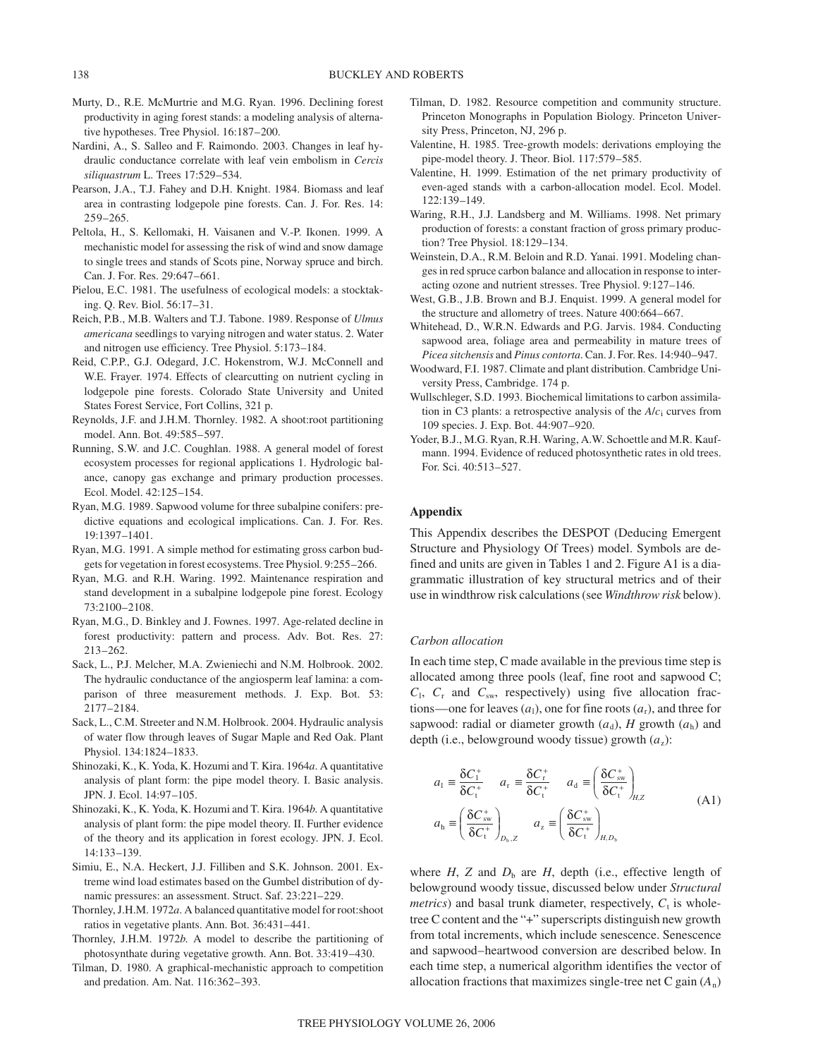Murty, D., R.E. McMurtrie and M.G. Ryan. 1996. Declining forest productivity in aging forest stands: a modeling analysis of alternative hypotheses. Tree Physiol. 16:187–200.

Nardini, A., S. Salleo and F. Raimondo. 2003. Changes in leaf hydraulic conductance correlate with leaf vein embolism in *Cercis siliquastrum* L. Trees 17:529–534.

Pearson, J.A., T.J. Fahey and D.H. Knight. 1984. Biomass and leaf area in contrasting lodgepole pine forests. Can. J. For. Res. 14: 259–265.

Peltola, H., S. Kellomaki, H. Vaisanen and V.-P. Ikonen. 1999. A mechanistic model for assessing the risk of wind and snow damage to single trees and stands of Scots pine, Norway spruce and birch. Can. J. For. Res. 29:647–661.

Pielou, E.C. 1981. The usefulness of ecological models: a stocktaking. Q. Rev. Biol. 56:17–31.

Reich, P.B., M.B. Walters and T.J. Tabone. 1989. Response of *Ulmus americana* seedlings to varying nitrogen and water status. 2. Water and nitrogen use efficiency. Tree Physiol. 5:173–184.

Reid, C.P.P., G.J. Odegard, J.C. Hokenstrom, W.J. McConnell and W.E. Frayer. 1974. Effects of clearcutting on nutrient cycling in lodgepole pine forests. Colorado State University and United States Forest Service, Fort Collins, 321 p.

Reynolds, J.F. and J.H.M. Thornley. 1982. A shoot:root partitioning model. Ann. Bot. 49:585–597.

Running, S.W. and J.C. Coughlan. 1988. A general model of forest ecosystem processes for regional applications 1. Hydrologic balance, canopy gas exchange and primary production processes. Ecol. Model. 42:125–154.

Ryan, M.G. 1989. Sapwood volume for three subalpine conifers: predictive equations and ecological implications. Can. J. For. Res. 19:1397–1401.

Ryan, M.G. 1991. A simple method for estimating gross carbon budgets for vegetation in forest ecosystems. Tree Physiol. 9:255–266.

Ryan, M.G. and R.H. Waring. 1992. Maintenance respiration and stand development in a subalpine lodgepole pine forest. Ecology 73:2100–2108.

Ryan, M.G., D. Binkley and J. Fownes. 1997. Age-related decline in forest productivity: pattern and process. Adv. Bot. Res. 27: 213–262.

Sack, L., P.J. Melcher, M.A. Zwieniechi and N.M. Holbrook. 2002. The hydraulic conductance of the angiosperm leaf lamina: a comparison of three measurement methods. J. Exp. Bot. 53: 2177–2184.

Sack, L., C.M. Streeter and N.M. Holbrook. 2004. Hydraulic analysis of water flow through leaves of Sugar Maple and Red Oak. Plant Physiol. 134:1824–1833.

Shinozaki, K., K. Yoda, K. Hozumi and T. Kira. 1964*a*. A quantitative analysis of plant form: the pipe model theory. I. Basic analysis. JPN. J. Ecol. 14:97–105.

Shinozaki, K., K. Yoda, K. Hozumi and T. Kira. 1964*b*. A quantitative analysis of plant form: the pipe model theory. II. Further evidence of the theory and its application in forest ecology. JPN. J. Ecol. 14:133–139.

Simiu, E., N.A. Heckert, J.J. Filliben and S.K. Johnson. 2001. Extreme wind load estimates based on the Gumbel distribution of dynamic pressures: an assessment. Struct. Saf. 23:221–229.

Thornley, J.H.M. 1972*a*. A balanced quantitative model for root:shoot ratios in vegetative plants. Ann. Bot. 36:431–441.

Thornley, J.H.M. 1972*b*. A model to describe the partitioning of photosynthate during vegetative growth. Ann. Bot. 33:419–430.

Tilman, D. 1980. A graphical-mechanistic approach to competition and predation. Am. Nat. 116:362–393.

Tilman, D. 1982. Resource competition and community structure. Princeton Monographs in Population Biology. Princeton University Press, Princeton, NJ, 296 p.

Valentine, H. 1985. Tree-growth models: derivations employing the pipe-model theory. J. Theor. Biol. 117:579–585.

Valentine, H. 1999. Estimation of the net primary productivity of even-aged stands with a carbon-allocation model. Ecol. Model. 122:139–149.

Waring, R.H., J.J. Landsberg and M. Williams. 1998. Net primary production of forests: a constant fraction of gross primary production? Tree Physiol. 18:129–134.

Weinstein, D.A., R.M. Beloin and R.D. Yanai. 1991. Modeling changes in red spruce carbon balance and allocation in response to interacting ozone and nutrient stresses. Tree Physiol. 9:127–146.

West, G.B., J.B. Brown and B.J. Enquist. 1999. A general model for the structure and allometry of trees. Nature 400:664–667.

Whitehead, D., W.R.N. Edwards and P.G. Jarvis. 1984. Conducting sapwood area, foliage area and permeability in mature trees of *Picea sitchensis* and *Pinus contorta*. Can. J. For. Res. 14:940–947.

Woodward, F.I. 1987. Climate and plant distribution. Cambridge University Press, Cambridge. 174 p.

Wullschleger, S.D. 1993. Biochemical limitations to carbon assimilation in C3 plants: a retrospective analysis of the $A/c_i$ curves from 109 species. J. Exp. Bot. 44:907–920.

Yoder, B.J., M.G. Ryan, R.H. Waring, A.W. Schoettle and M.R. Kaufmann. 1994. Evidence of reduced photosynthetic rates in old trees. For. Sci. 40:513–527.

## Appendix

This Appendix describes the DESPOT (Deducing Emergent Structure and Physiology Of Trees) model. Symbols are defined and units are given in Tables 1 and 2. Figure A1 is a diagrammatic illustration of key structural metrics and of their use in windthrow risk calculations (see *Windthrow risk* below).

### *Carbon allocation*

In each time step, C made available in the previous time step is allocated among three pools (leaf, fine root and sapwood C; $C_l$, $C_r$ and $C_{sw}$, respectively) using five allocation fractions—one for leaves ($a_l$), one for fine roots ($a_r$), and three for sapwood: radial or diameter growth ($a_d$), $H$ growth ($a_h$) and depth (i.e., belowground woody tissue) growth ($a_z$):

$$a_l \equiv \frac{\delta C_l^+}{\delta C_t^+} \quad a_r \equiv \frac{\delta C_r^+}{\delta C_t^+} \quad a_d \equiv \left(\frac{\delta C_{sw}^+}{\delta C_t^+}\right)_{H,Z}$$
$$a_h \equiv \left(\frac{\delta C_{sw}^+}{\delta C_t^+}\right)_{D_b,Z} \quad a_z \equiv \left(\frac{\delta C_{sw}^+}{\delta C_t^+}\right)_{H,D_b} \tag{A1}$$

where $H$, $Z$ and $D_b$ are $H$, depth (i.e., effective length of belowground woody tissue, discussed below under *Structural metrics*) and basal trunk diameter, respectively, $C_t$ is whole-tree C content and the "+" superscripts distinguish new growth from total increments, which include senescence. Senescence and sapwood–heartwood conversion are described below. In each time step, a numerical algorithm identifies the vector of allocation fractions that maximizes single-tree net C gain ($A_n$)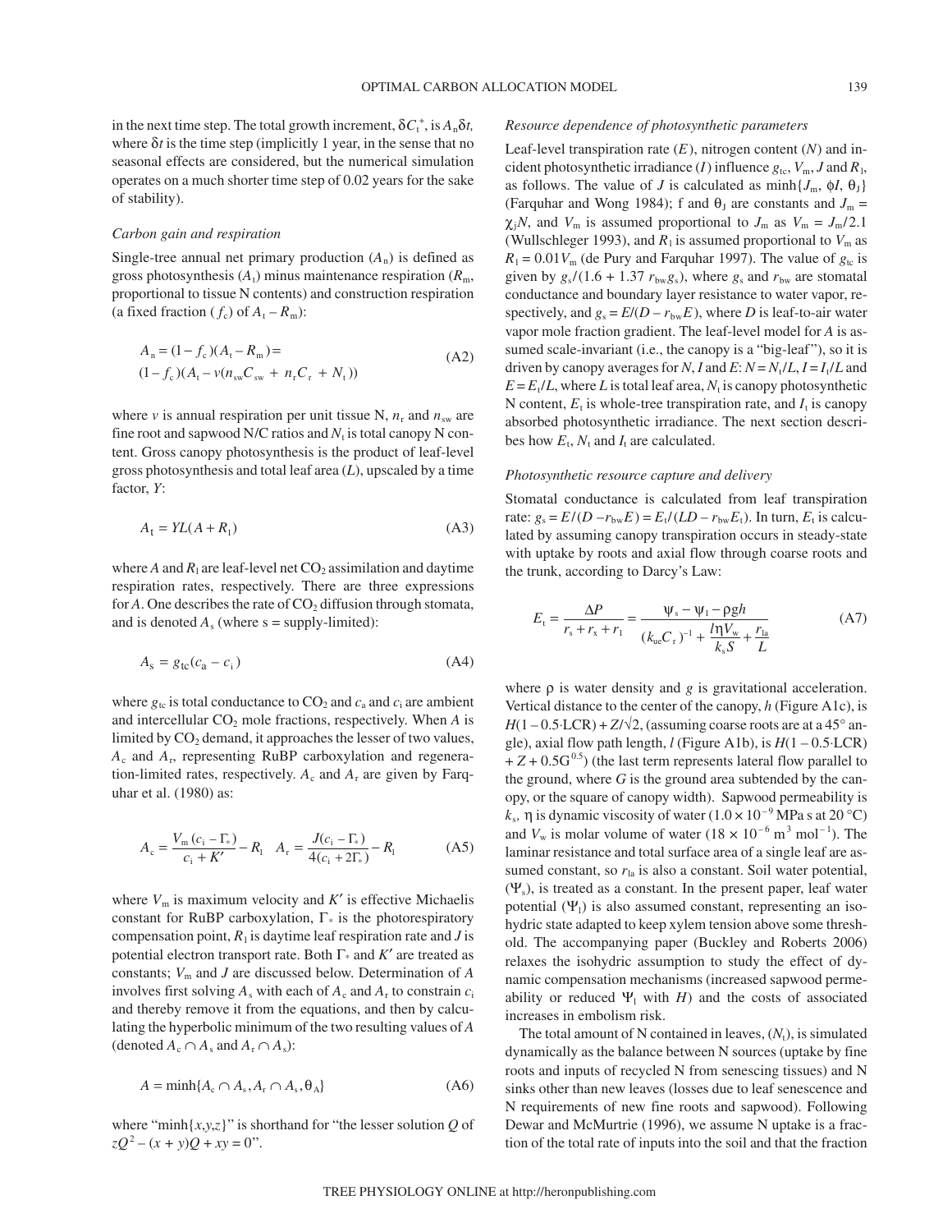in the next time step. The total growth increment, $\delta C_t^+$, is $A_n\delta t$, where $\delta t$ is the time step (implicitly 1 year, in the sense that no seasonal effects are considered, but the numerical simulation operates on a much shorter time step of 0.02 years for the sake of stability).

*Carbon gain and respiration*

Single-tree annual net primary production ($A_n$) is defined as gross photosynthesis ($A_t$) minus maintenance respiration ($R_m$, proportional to tissue N contents) and construction respiration (a fixed fraction ($f_c$) of $A_t - R_m$):

$$A_n = (1 - f_c)(A_t - R_m) = (1 - f_c)(A_t - v(n_{sw}C_{sw} + n_r C_r + N_t)) \tag{A2}$$

where $v$ is annual respiration per unit tissue N, $n_r$ and $n_{sw}$ are fine root and sapwood N/C ratios and $N_t$ is total canopy N content. Gross canopy photosynthesis is the product of leaf-level gross photosynthesis and total leaf area ($L$), upscaled by a time factor, $Y$:

$$A_t = YL(A + R_l) \tag{A3}$$

where $A$ and $R_l$ are leaf-level net $CO_2$ assimilation and daytime respiration rates, respectively. There are three expressions for $A$. One describes the rate of $CO_2$ diffusion through stomata, and is denoted $A_s$ (where s = supply-limited):

$$A_s = g_{tc}(c_a - c_i) \tag{A4}$$

where $g_{tc}$ is total conductance to $CO_2$ and $c_a$ and $c_i$ are ambient and intercellular $CO_2$ mole fractions, respectively. When $A$ is limited by $CO_2$ demand, it approaches the lesser of two values, $A_c$ and $A_r$, representing RuBP carboxylation and regeneration-limited rates, respectively. $A_c$ and $A_r$ are given by Farquhar et al. (1980) as:

$$A_c = \frac{V_m(c_i - \Gamma_*)}{c_i + K'} - R_l \quad A_r = \frac{J(c_i - \Gamma_*)}{4(c_i + 2\Gamma_*)} - R_l \tag{A5}$$

where $V_m$ is maximum velocity and $K'$ is effective Michaelis constant for RuBP carboxylation, $\Gamma_*$ is the photorespiratory compensation point, $R_l$ is daytime leaf respiration rate and $J$ is potential electron transport rate. Both $\Gamma_*$ and $K'$ are treated as constants; $V_m$ and $J$ are discussed below. Determination of $A$ involves first solving $A_s$ with each of $A_c$ and $A_r$ to constrain $c_i$ and thereby remove it from the equations, and then by calculating the hyperbolic minimum of the two resulting values of $A$ (denoted $A_c \cap A_s$ and $A_r \cap A_s$):

$$A = \text{minh}\{A_c \cap A_s, A_r \cap A_s, \theta_A\} \tag{A6}$$

where "minh{$x,y,z$}" is shorthand for "the lesser solution $Q$ of $zQ^2 - (x + y)Q + xy = 0$".

*Resource dependence of photosynthetic parameters*

Leaf-level transpiration rate ($E$), nitrogen content ($N$) and incident photosynthetic irradiance ($I$) influence $g_{tc}$, $V_m$, $J$ and $R_l$, as follows. The value of $J$ is calculated as minh{$J_m$, $\phi I$, $\theta_J$} (Farquhar and Wong 1984); f and $\theta_J$ are constants and $J_m = \chi_J N$, and $V_m$ is assumed proportional to $J_m$ as $V_m = J_m/2.1$ (Wullschleger 1993), and $R_l$ is assumed proportional to $V_m$ as $R_l = 0.01V_m$ (de Pury and Farquhar 1997). The value of $g_{tc}$ is given by $g_s/(1.6 + 1.37\ r_{bw}g_s)$, where $g_s$ and $r_{bw}$ are stomatal conductance and boundary layer resistance to water vapor, respectively, and $g_s = E/(D - r_{bw}E)$, where $D$ is leaf-to-air water vapor mole fraction gradient. The leaf-level model for $A$ is assumed scale-invariant (i.e., the canopy is a "big-leaf"), so it is driven by canopy averages for $N$, $I$ and $E$: $N = N_t/L$, $I = I_t/L$ and $E = E_t/L$, where $L$ is total leaf area, $N_t$ is canopy photosynthetic N content, $E_t$ is whole-tree transpiration rate, and $I_t$ is canopy absorbed photosynthetic irradiance. The next section describes how $E_t$, $N_t$ and $I_t$ are calculated.

*Photosynthetic resource capture and delivery*

Stomatal conductance is calculated from leaf transpiration rate: $g_s = E/(D - r_{bw}E) = E_t/(LD - r_{bw}E_t)$. In turn, $E_t$ is calculated by assuming canopy transpiration occurs in steady-state with uptake by roots and axial flow through coarse roots and the trunk, according to Darcy's Law:

$$E_t = \frac{\Delta P}{r_s + r_x + r_l} = \frac{\psi_s - \psi_l - \rho g h}{(k_{ue}C_r)^{-1} + \dfrac{l\eta V_w}{k_s S} + \dfrac{r_{la}}{L}} \tag{A7}$$

where $\rho$ is water density and $g$ is gravitational acceleration. Vertical distance to the center of the canopy, $h$ (Figure A1c), is $H(1 - 0.5{\cdot}\text{LCR}) + Z/\sqrt{2}$, (assuming coarse roots are at a 45° angle), axial flow path length, $l$ (Figure A1b), is $H(1 - 0.5{\cdot}\text{LCR}) + Z + 0.5G^{0.5}$) (the last term represents lateral flow parallel to the ground, where $G$ is the ground area subtended by the canopy, or the square of canopy width). Sapwood permeability is $k_s$, $\eta$ is dynamic viscosity of water ($1.0 \times 10^{-9}$ MPa s at 20 °C) and $V_w$ is molar volume of water ($18 \times 10^{-6}$ m$^3$ mol$^{-1}$). The laminar resistance and total surface area of a single leaf are assumed constant, so $r_{la}$ is also a constant. Soil water potential, ($\Psi_s$), is treated as a constant. In the present paper, leaf water potential ($\Psi_l$) is also assumed constant, representing an isohydric state adapted to keep xylem tension above some threshold. The accompanying paper (Buckley and Roberts 2006) relaxes the isohydric assumption to study the effect of dynamic compensation mechanisms (increased sapwood permeability or reduced $\Psi_l$ with $H$) and the costs of associated increases in embolism risk.

The total amount of N contained in leaves, ($N_t$), is simulated dynamically as the balance between N sources (uptake by fine roots and inputs of recycled N from senescing tissues) and N sinks other than new leaves (losses due to leaf senescence and N requirements of new fine roots and sapwood). Following Dewar and McMurtrie (1996), we assume N uptake is a fraction of the total rate of inputs into the soil and that the fraction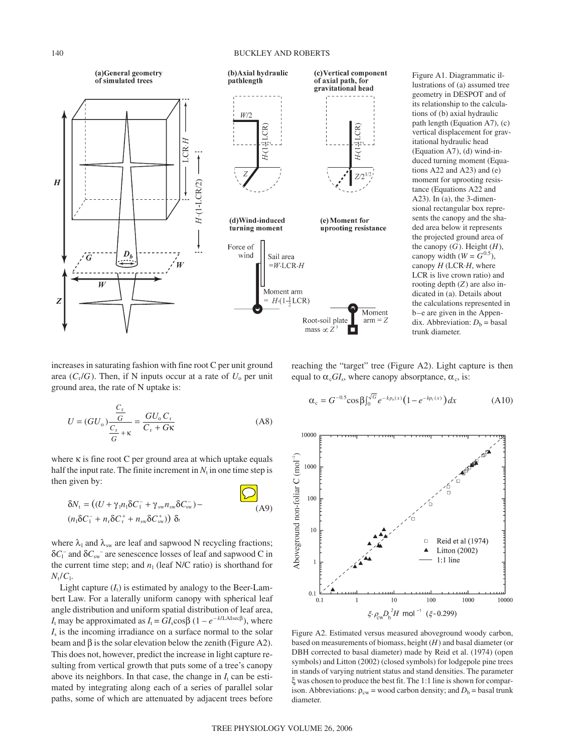Figure A1. Diagrammatic illustrations of (a) assumed tree geometry in DESPOT and of its relationship to the calculations of (b) axial hydraulic path length (Equation A7), (c) vertical displacement for gravitational hydraulic head (Equation A7), (d) wind-induced turning moment (Equations A22 and A23) and (e) moment for uprooting resistance (Equations A22 and A23). In (a), the 3-dimensional rectangular box represents the canopy and the shaded area below it represents the projected ground area of the canopy ($G$). Height ($H$), canopy width ($W = G^{0.5}$), canopy $H$ (LCR·$H$, where LCR is live crown ratio) and rooting depth ($Z$) are also indicated in (a). Details about the calculations represented in b–e are given in the Appendix. Abbreviation: $D_b$ = basal trunk diameter.

increases in saturating fashion with fine root C per unit ground area ($C_r/G$). Then, if N inputs occur at a rate of $U_o$ per unit ground area, the rate of N uptake is:

$$U = (GU_o)\frac{\frac{C_r}{G}}{\frac{C_r}{G} + \kappa} = \frac{GU_o C_r}{C_r + G\kappa} \tag{A8}$$

where $\kappa$ is fine root C per ground area at which uptake equals half the input rate. The finite increment in $N_t$ in one time step is then given by:

$$\delta N_t = \left((U + \gamma_l n_l \delta C_l^- + \gamma_{sw} n_{sw} \delta C_{sw}^-) - (n_l \delta C_l^- + n_r \delta C_r^+ + n_{sw} \delta C_{sw}^+)\right)\, \delta_t \tag{A9}$$

where $\lambda_l$ and $\lambda_{sw}$ are leaf and sapwood N recycling fractions; $\delta C_l^-$ and $\delta C_{sw}^-$ are senescence losses of leaf and sapwood C in the current time step; and $n_l$ (leaf N/C ratio) is shorthand for $N_t/C_l$.

Light capture ($I_t$) is estimated by analogy to the Beer-Lambert Law. For a laterally uniform canopy with spherical leaf angle distribution and uniform spatial distribution of leaf area, $I_t$ may be approximated as $I_t = GI_s\cos\beta\,(1 - e^{-kl\text{LAIsec}\beta})$, where $I_s$ is the incoming irradiance on a surface normal to the solar beam and $\beta$ is the solar elevation below the zenith (Figure A2). This does not, however, predict the increase in light capture resulting from vertical growth that puts some of a tree's canopy above its neighbors. In that case, the change in $I_t$ can be estimated by integrating along each of a series of parallel solar paths, some of which are attenuated by adjacent trees before reaching the "target" tree (Figure A2). Light capture is then equal to $\alpha_c GI_s$, where canopy absorptance, $\alpha_c$, is:

$$\alpha_c = G^{-0.5}\cos\beta\int_0^{\sqrt{G}} e^{-kp_a(x)}\left(1 - e^{-kp_t(x)}\right)dx \tag{A10}$$

Figure A2. Estimated versus measured aboveground woody carbon, based on measurements of biomass, height ($H$) and basal diameter (or DBH corrected to basal diameter) made by Reid et al. (1974) (open symbols) and Litton (2002) (closed symbols) for lodgepole pine trees in stands of varying nutrient status and stand densities. The parameter $\xi$ was chosen to produce the best fit. The 1:1 line is shown for comparison. Abbreviations: $\rho_{cw}$ = wood carbon density; and $D_b$ = basal trunk diameter.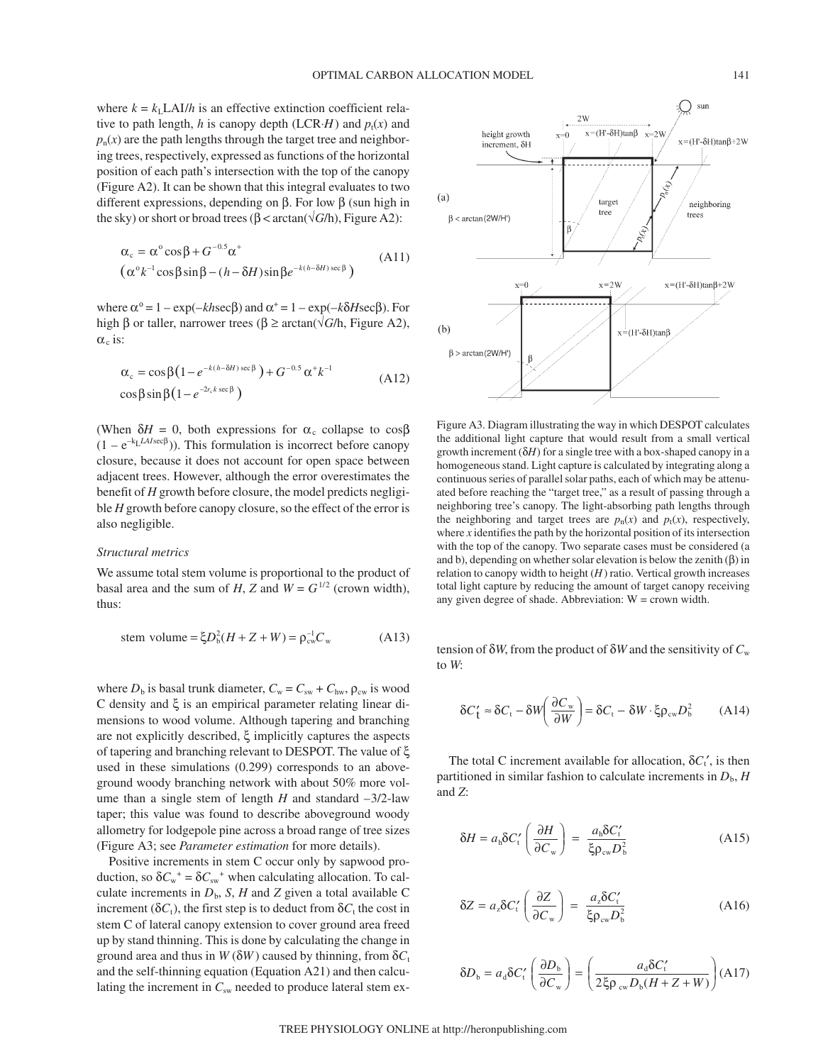where $k = k_L \mathrm{LAI}/h$ is an effective extinction coefficient relative to path length, $h$ is canopy depth ($\mathrm{LCR}{\cdot}H$) and $p_t(x)$ and $p_n(x)$ are the path lengths through the target tree and neighboring trees, respectively, expressed as functions of the horizontal position of each path's intersection with the top of the canopy (Figure A2). It can be shown that this integral evaluates to two different expressions, depending on β. For low β (sun high in the sky) or short or broad trees ($\beta < \arctan(\sqrt{G}/h)$, Figure A2):

$$\alpha_c = \alpha^o \cos\beta + G^{-0.5}\alpha^+ \left(\alpha^o k^{-1}\cos\beta\sin\beta - (h-\delta H)\sin\beta e^{-k(h-\delta H)\sec\beta}\right) \tag{A11}$$

where $\alpha^o = 1 - \exp(-kh\sec\beta)$ and $\alpha^+ = 1 - \exp(-k\delta H\sec\beta)$. For high β or taller, narrower trees ($\beta \geq \arctan(\sqrt{G}/h$, Figure A2), $\alpha_c$ is:

$$\alpha_c = \cos\beta\left(1 - e^{-k(h-\delta H)\sec\beta}\right) + G^{-0.5}\alpha^+ k^{-1} \cos\beta\sin\beta\left(1 - e^{-2r_c k\sec\beta}\right) \tag{A12}$$

(When $\delta H = 0$, both expressions for $\alpha_c$ collapse to $\cos\beta\,(1 - e^{-k_L LAI\sec\beta})$). This formulation is incorrect before canopy closure, because it does not account for open space between adjacent trees. However, although the error overestimates the benefit of $H$ growth before closure, the model predicts negligible $H$ growth before canopy closure, so the effect of the error is also negligible.

*Structural metrics*

We assume total stem volume is proportional to the product of basal area and the sum of $H$, $Z$ and $W = G^{1/2}$ (crown width), thus:

$$\text{stem volume} = \xi D_b^2(H + Z + W) = \rho_{cw}^{-1} C_w \tag{A13}$$

where $D_b$ is basal trunk diameter, $C_w = C_{sw} + C_{hw}$, $\rho_{cw}$ is wood C density and ξ is an empirical parameter relating linear dimensions to wood volume. Although tapering and branching are not explicitly described, ξ implicitly captures the aspects of tapering and branching relevant to DESPOT. The value of ξ used in these simulations (0.299) corresponds to an aboveground woody branching network with about 50% more volume than a single stem of length $H$ and standard −3/2-law taper; this value was found to describe aboveground woody allometry for lodgepole pine across a broad range of tree sizes (Figure A3; see *Parameter estimation* for more details).

Positive increments in stem C occur only by sapwood production, so $\delta C_w^+ = \delta C_{sw}^+$ when calculating allocation. To calculate increments in $D_b$, $S$, $H$ and $Z$ given a total available C increment ($\delta C_t$), the first step is to deduct from $\delta C_t$ the cost in stem C of lateral canopy extension to cover ground area freed up by stand thinning. This is done by calculating the change in ground area and thus in $W$ ($\delta W$) caused by thinning, from $\delta C_t$ and the self-thinning equation (Equation A21) and then calculating the increment in $C_{sw}$ needed to produce lateral stem extension of $\delta W$, from the product of $\delta W$ and the sensitivity of $C_w$ to $W$:

$$\delta C_t' \approx \delta C_t - \delta W\left(\frac{\partial C_w}{\partial W}\right) = \delta C_t - \delta W \cdot \xi\rho_{cw} D_b^2 \tag{A14}$$

The total C increment available for allocation, $\delta C_t'$, is then partitioned in similar fashion to calculate increments in $D_b$, $H$ and $Z$:

$$\delta H = a_h \delta C_t' \left(\frac{\partial H}{\partial C_w}\right) = \frac{a_h \delta C_t'}{\xi\rho_{cw} D_b^2} \tag{A15}$$

$$\delta Z = a_z \delta C_t' \left(\frac{\partial Z}{\partial C_w}\right) = \frac{a_z \delta C_t'}{\xi\rho_{cw} D_b^2} \tag{A16}$$

$$\delta D_b = a_d \delta C_t' \left(\frac{\partial D_b}{\partial C_w}\right) = \left(\frac{a_d \delta C_t'}{2\xi\rho_{cw} D_b(H + Z + W)}\right) \tag{A17}$$

Figure A3. Diagram illustrating the way in which DESPOT calculates the additional light capture that would result from a small vertical growth increment ($\delta H$) for a single tree with a box-shaped canopy in a homogeneous stand. Light capture is calculated by integrating along a continuous series of parallel solar paths, each of which may be attenuated before reaching the "target tree," as a result of passing through a neighboring tree's canopy. The light-absorbing path lengths through the neighboring and target trees are $p_n(x)$ and $p_t(x)$, respectively, where $x$ identifies the path by the horizontal position of its intersection with the top of the canopy. Two separate cases must be considered (a and b), depending on whether solar elevation is below the zenith (β) in relation to canopy width to height ($H$) ratio. Vertical growth increases total light capture by reducing the amount of target canopy receiving any given degree of shade. Abbreviation: W = crown width.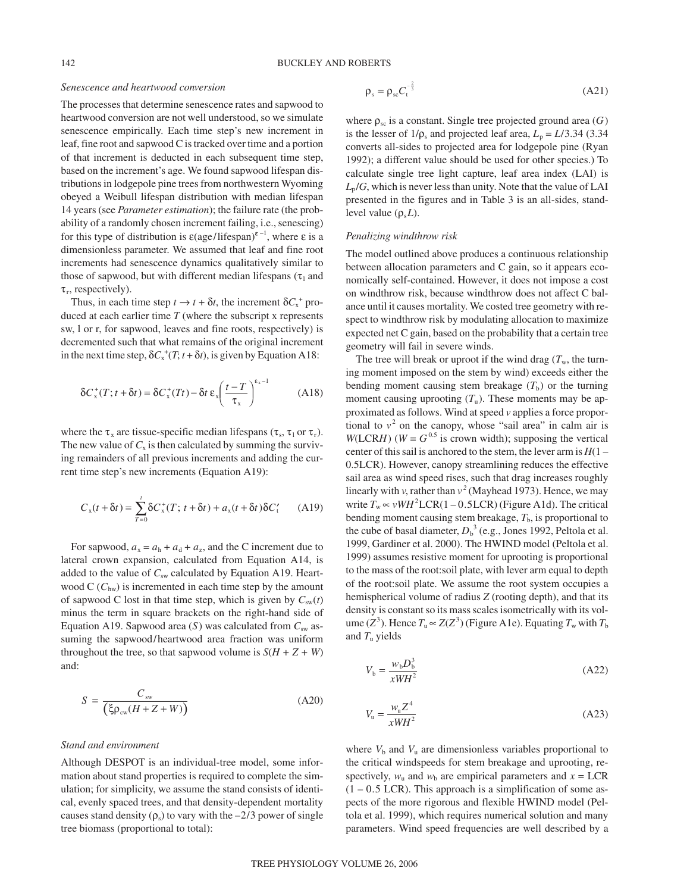### *Senescence and heartwood conversion*

The processes that determine senescence rates and sapwood to heartwood conversion are not well understood, so we simulate senescence empirically. Each time step's new increment in leaf, fine root and sapwood C is tracked over time and a portion of that increment is deducted in each subsequent time step, based on the increment's age. We found sapwood lifespan distributions in lodgepole pine trees from northwestern Wyoming obeyed a Weibull lifespan distribution with median lifespan 14 years (see *Parameter estimation*); the failure rate (the probability of a randomly chosen increment failing, i.e., senescing) for this type of distribution is $\varepsilon(\text{age}/\text{lifespan})^{\varepsilon-1}$, where $\varepsilon$ is a dimensionless parameter. We assumed that leaf and fine root increments had senescence dynamics qualitatively similar to those of sapwood, but with different median lifespans ($\tau_l$ and $\tau_r$, respectively).

Thus, in each time step $t \to t + \delta t$, the increment $\delta C_x^+$ produced at each earlier time $T$ (where the subscript x represents sw, l or r, for sapwood, leaves and fine roots, respectively) is decremented such that what remains of the original increment in the next time step, $\delta C_x^+(T; t + \delta t)$, is given by Equation A18:

$$\delta C_x^+(T; t + \delta t) = \delta C_x^+(Tt) - \delta t\, \varepsilon_x \left( \frac{t - T}{\tau_x} \right)^{\varepsilon_x - 1} \tag{A18}$$

where the $\tau_x$ are tissue-specific median lifespans ($\tau_s$, $\tau_l$ or $\tau_r$). The new value of $C_x$ is then calculated by summing the surviving remainders of all previous increments and adding the current time step's new increments (Equation A19):

$$C_x(t + \delta t) = \sum_{T=0}^{t} \delta C_x^+(T;\, t + \delta t) + a_x(t + \delta t)\delta C_t' \tag{A19}$$

For sapwood, $a_x = a_h + a_d + a_z$, and the C increment due to lateral crown expansion, calculated from Equation A14, is added to the value of $C_{sw}$ calculated by Equation A19. Heartwood C ($C_{hw}$) is incremented in each time step by the amount of sapwood C lost in that time step, which is given by $C_{sw}(t)$ minus the term in square brackets on the right-hand side of Equation A19. Sapwood area ($S$) was calculated from $C_{sw}$ assuming the sapwood/heartwood area fraction was uniform throughout the tree, so that sapwood volume is $S(H + Z + W)$ and:

$$S = \frac{C_{sw}}{\left( \xi \rho_{cw} (H + Z + W) \right)} \tag{A20}$$

### *Stand and environment*

Although DESPOT is an individual-tree model, some information about stand properties is required to complete the simulation; for simplicity, we assume the stand consists of identical, evenly spaced trees, and that density-dependent mortality causes stand density ($\rho_s$) to vary with the –2/3 power of single tree biomass (proportional to total):

$$\rho_s = \rho_{sc} C_t^{-\frac{2}{3}} \tag{A21}$$

where $\rho_{sc}$ is a constant. Single tree projected ground area ($G$) is the lesser of $1/\rho_s$ and projected leaf area, $L_p = L/3.34$ (3.34 converts all-sides to projected area for lodgepole pine (Ryan 1992); a different value should be used for other species.) To calculate single tree light capture, leaf area index (LAI) is $L_p/G$, which is never less than unity. Note that the value of LAI presented in the figures and in Table 3 is an all-sides, stand-level value ($\rho_s L$).

### *Penalizing windthrow risk*

The model outlined above produces a continuous relationship between allocation parameters and C gain, so it appears economically self-contained. However, it does not impose a cost on windthrow risk, because windthrow does not affect C balance until it causes mortality. We costed tree geometry with respect to windthrow risk by modulating allocation to maximize expected net C gain, based on the probability that a certain tree geometry will fail in severe winds.

The tree will break or uproot if the wind drag ($T_w$, the turning moment imposed on the stem by wind) exceeds either the bending moment causing stem breakage ($T_b$) or the turning moment causing uprooting ($T_u$). These moments may be approximated as follows. Wind at speed $v$ applies a force proportional to $v^2$ on the canopy, whose "sail area" in calm air is $W(\text{LCR}H)$ ($W = G^{0.5}$ is crown width); supposing the vertical center of this sail is anchored to the stem, the lever arm is $H(1 - 0.5\text{LCR})$. However, canopy streamlining reduces the effective sail area as wind speed rises, such that drag increases roughly linearly with $v$, rather than $v^2$ (Mayhead 1973). Hence, we may write $T_w \propto vWH^2\text{LCR}(1 - 0.5\text{LCR})$ (Figure A1d). The critical bending moment causing stem breakage, $T_b$, is proportional to the cube of basal diameter, $D_b^3$ (e.g., Jones 1992, Peltola et al. 1999, Gardiner et al. 2000). The HWIND model (Peltola et al. 1999) assumes resistive moment for uprooting is proportional to the mass of the root:soil plate, with lever arm equal to depth of the root:soil plate. We assume the root system occupies a hemispherical volume of radius $Z$ (rooting depth), and that its density is constant so its mass scales isometrically with its volume ($Z^3$). Hence $T_u \propto Z(Z^3)$ (Figure A1e). Equating $T_w$ with $T_b$ and $T_u$ yields

$$V_b = \frac{w_b D_b^3}{xWH^2} \tag{A22}$$

$$V_u = \frac{w_u Z^4}{xWH^2} \tag{A23}$$

where $V_b$ and $V_u$ are dimensionless variables proportional to the critical windspeeds for stem breakage and uprooting, respectively, $w_u$ and $w_b$ are empirical parameters and $x = \text{LCR}$ $(1 - 0.5\ \text{LCR})$. This approach is a simplification of some aspects of the more rigorous and flexible HWIND model (Peltola et al. 1999), which requires numerical solution and many parameters. Wind speed frequencies are well described by a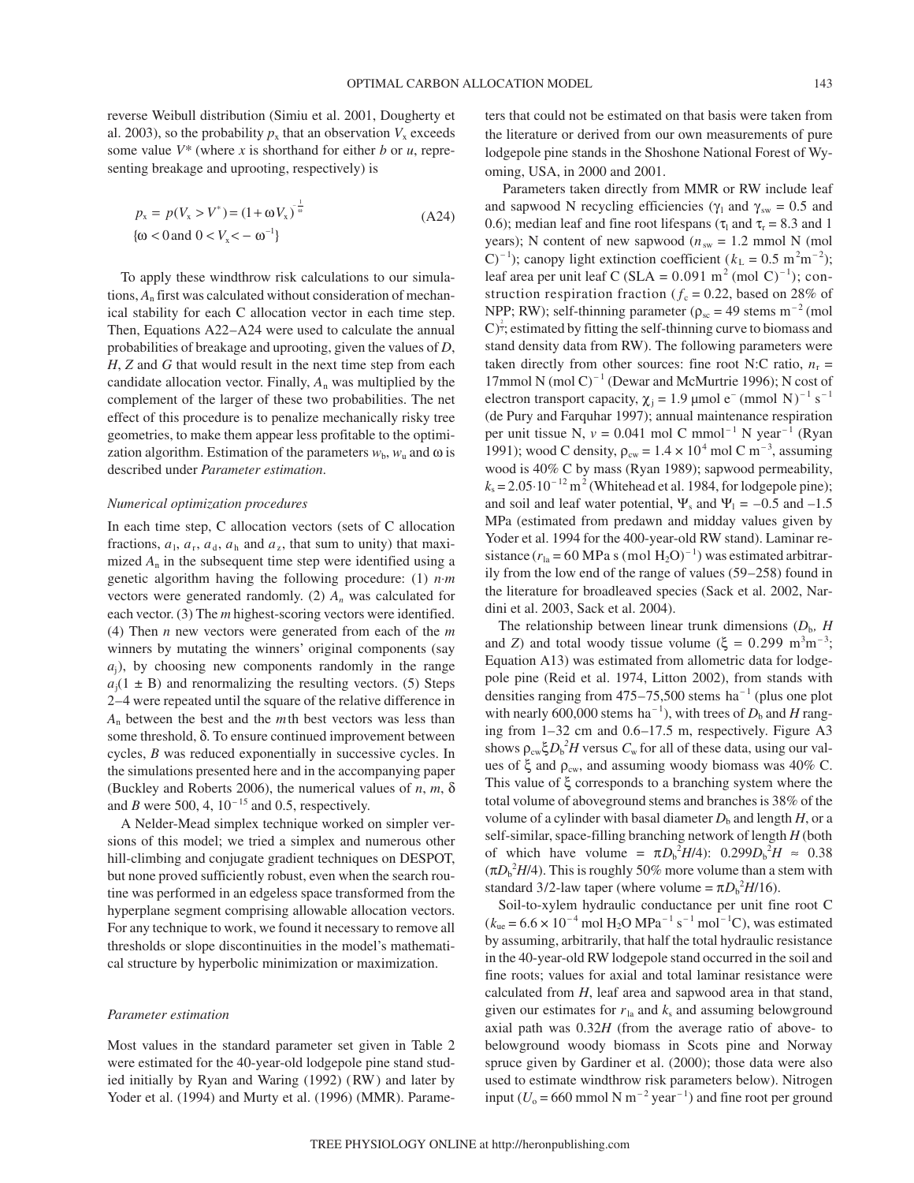reverse Weibull distribution (Simiu et al. 2001, Dougherty et al. 2003), so the probability $p_x$ that an observation $V_x$ exceeds some value $V^*$ (where $x$ is shorthand for either $b$ or $u$, representing breakage and uprooting, respectively) is

$$p_x = p(V_x > V^*) = (1 + \omega V_x)^{-\frac{1}{\omega}} \qquad \text{(A24)}$$
$$\{\omega < 0 \text{ and } 0 < V_x < -\omega^{-1}\}$$

To apply these windthrow risk calculations to our simulations, $A_n$ first was calculated without consideration of mechanical stability for each C allocation vector in each time step. Then, Equations A22–A24 were used to calculate the annual probabilities of breakage and uprooting, given the values of $D$, $H$, $Z$ and $G$ that would result in the next time step from each candidate allocation vector. Finally, $A_n$ was multiplied by the complement of the larger of these two probabilities. The net effect of this procedure is to penalize mechanically risky tree geometries, to make them appear less profitable to the optimization algorithm. Estimation of the parameters $w_b$, $w_u$ and $\omega$ is described under *Parameter estimation*.

*Numerical optimization procedures*

In each time step, C allocation vectors (sets of C allocation fractions, $a_l$, $a_r$, $a_d$, $a_h$ and $a_z$, that sum to unity) that maximized $A_n$ in the subsequent time step were identified using a genetic algorithm having the following procedure: (1) $n{\cdot}m$ vectors were generated randomly. (2) $A_n$ was calculated for each vector. (3) The $m$ highest-scoring vectors were identified. (4) Then $n$ new vectors were generated from each of the $m$ winners by mutating the winners' original components (say $a_j$), by choosing new components randomly in the range $a_j(1 \pm B)$ and renormalizing the resulting vectors. (5) Steps 2–4 were repeated until the square of the relative difference in $A_n$ between the best and the $m$th best vectors was less than some threshold, $\delta$. To ensure continued improvement between cycles, $B$ was reduced exponentially in successive cycles. In the simulations presented here and in the accompanying paper (Buckley and Roberts 2006), the numerical values of $n$, $m$, $\delta$ and $B$ were 500, 4, $10^{-15}$ and 0.5, respectively.

A Nelder-Mead simplex technique worked on simpler versions of this model; we tried a simplex and numerous other hill-climbing and conjugate gradient techniques on DESPOT, but none proved sufficiently robust, even when the search routine was performed in an edgeless space transformed from the hyperplane segment comprising allowable allocation vectors. For any technique to work, we found it necessary to remove all thresholds or slope discontinuities in the model's mathematical structure by hyperbolic minimization or maximization.

*Parameter estimation*

Most values in the standard parameter set given in Table 2 were estimated for the 40-year-old lodgepole pine stand studied initially by Ryan and Waring (1992) (RW) and later by Yoder et al. (1994) and Murty et al. (1996) (MMR). Parameters that could not be estimated on that basis were taken from the literature or derived from our own measurements of pure lodgepole pine stands in the Shoshone National Forest of Wyoming, USA, in 2000 and 2001.

Parameters taken directly from MMR or RW include leaf and sapwood N recycling efficiencies ($\gamma_l$ and $\gamma_{sw}$ = 0.5 and 0.6); median leaf and fine root lifespans ($\tau_l$ and $\tau_r$ = 8.3 and 1 years); N content of new sapwood ($n_{sw}$ = 1.2 mmol N (mol C)$^{-1}$); canopy light extinction coefficient ($k_L$ = 0.5 m$^2$m$^{-2}$); leaf area per unit leaf C (SLA = 0.091 m$^2$ (mol C)$^{-1}$); construction respiration fraction ($f_c$ = 0.22, based on 28% of NPP; RW); self-thinning parameter ($\rho_{sc}$ = 49 stems m$^{-2}$ (mol C)$^{\frac{1}{2}}$; estimated by fitting the self-thinning curve to biomass and stand density data from RW). The following parameters were taken directly from other sources: fine root N:C ratio, $n_r$ = 17mmol N (mol C)$^{-1}$ (Dewar and McMurtrie 1996); N cost of electron transport capacity, $\chi_j$ = 1.9 μmol e$^-$ (mmol N)$^{-1}$ s$^{-1}$ (de Pury and Farquhar 1997); annual maintenance respiration per unit tissue N, $v$ = 0.041 mol C mmol$^{-1}$ N year$^{-1}$ (Ryan 1991); wood C density, $\rho_{cw}$ = 1.4 × 10$^4$ mol C m$^{-3}$, assuming wood is 40% C by mass (Ryan 1989); sapwood permeability, $k_s$ = 2.05·10$^{-12}$ m$^2$ (Whitehead et al. 1984, for lodgepole pine); and soil and leaf water potential, $\Psi_s$ and $\Psi_l$ = –0.5 and –1.5 MPa (estimated from predawn and midday values given by Yoder et al. 1994 for the 400-year-old RW stand). Laminar resistance ($r_{la}$ = 60 MPa s (mol $H_2O$)$^{-1}$) was estimated arbitrarily from the low end of the range of values (59–258) found in the literature for broadleaved species (Sack et al. 2002, Nardini et al. 2003, Sack et al. 2004).

The relationship between linear trunk dimensions ($D_b$, $H$ and $Z$) and total woody tissue volume ($\xi$ = 0.299 m$^3$m$^{-3}$; Equation A13) was estimated from allometric data for lodgepole pine (Reid et al. 1974, Litton 2002), from stands with densities ranging from 475–75,500 stems ha$^{-1}$ (plus one plot with nearly 600,000 stems ha$^{-1}$), with trees of $D_b$ and $H$ ranging from 1–32 cm and 0.6–17.5 m, respectively. Figure A3 shows $\rho_{cw}\xi D_b^2H$ versus $C_w$ for all of these data, using our values of $\xi$ and $\rho_{cw}$, and assuming woody biomass was 40% C. This value of $\xi$ corresponds to a branching system where the total volume of aboveground stems and branches is 38% of the volume of a cylinder with basal diameter $D_b$ and length $H$, or a self-similar, space-filling branching network of length $H$ (both of which have volume = $\pi D_b^2H/4$): $0.299D_b^2H \approx 0.38$ ($\pi D_b^2H/4$). This is roughly 50% more volume than a stem with standard 3/2-law taper (where volume = $\pi D_b^2H/16$).

Soil-to-xylem hydraulic conductance per unit fine root C ($k_{ue}$ = 6.6 × 10$^{-4}$ mol $H_2O$ MPa$^{-1}$ s$^{-1}$ mol$^{-1}$C), was estimated by assuming, arbitrarily, that half the total hydraulic resistance in the 40-year-old RW lodgepole stand occurred in the soil and fine roots; values for axial and total laminar resistance were calculated from $H$, leaf area and sapwood area in that stand, given our estimates for $r_{la}$ and $k_s$ and assuming belowground axial path was 0.32$H$ (from the average ratio of above- to belowground woody biomass in Scots pine and Norway spruce given by Gardiner et al. (2000); those data were also used to estimate windthrow risk parameters below). Nitrogen input ($U_o$ = 660 mmol N m$^{-2}$ year$^{-1}$) and fine root per ground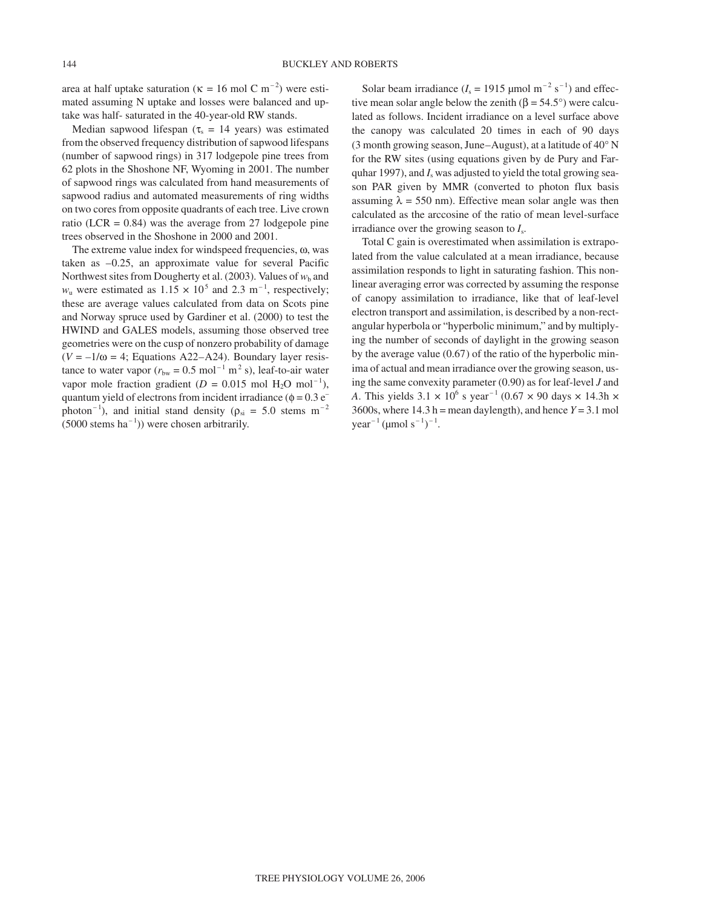area at half uptake saturation ($\kappa$ = 16 mol C $m^{-2}$) were estimated assuming N uptake and losses were balanced and uptake was half- saturated in the 40-year-old RW stands.

Median sapwood lifespan ($\tau_s$ = 14 years) was estimated from the observed frequency distribution of sapwood lifespans (number of sapwood rings) in 317 lodgepole pine trees from 62 plots in the Shoshone NF, Wyoming in 2001. The number of sapwood rings was calculated from hand measurements of sapwood radius and automated measurements of ring widths on two cores from opposite quadrants of each tree. Live crown ratio (LCR = 0.84) was the average from 27 lodgepole pine trees observed in the Shoshone in 2000 and 2001.

The extreme value index for windspeed frequencies, $\omega$, was taken as –0.25, an approximate value for several Pacific Northwest sites from Dougherty et al. (2003). Values of $w_b$ and $w_u$ were estimated as $1.15 \times 10^5$ and 2.3 $m^{-1}$, respectively; these are average values calculated from data on Scots pine and Norway spruce used by Gardiner et al. (2000) to test the HWIND and GALES models, assuming those observed tree geometries were on the cusp of nonzero probability of damage ($V = -1/\omega = 4$; Equations A22–A24). Boundary layer resistance to water vapor ($r_{bw}$ = 0.5 $mol^{-1}$ $m^2$ s), leaf-to-air water vapor mole fraction gradient ($D$ = 0.015 mol $H_2O$ $mol^{-1}$), quantum yield of electrons from incident irradiance ($\phi$ = 0.3 $e^-$ $photon^{-1}$), and initial stand density ($\rho_{si}$ = 5.0 stems $m^{-2}$ (5000 stems $ha^{-1}$)) were chosen arbitrarily.

Solar beam irradiance ($I_s$ = 1915 μmol $m^{-2}$ $s^{-1}$) and effective mean solar angle below the zenith ($\beta$ = 54.5°) were calculated as follows. Incident irradiance on a level surface above the canopy was calculated 20 times in each of 90 days (3 month growing season, June–August), at a latitude of 40° N for the RW sites (using equations given by de Pury and Farquhar 1997), and $I_s$ was adjusted to yield the total growing season PAR given by MMR (converted to photon flux basis assuming $\lambda$ = 550 nm). Effective mean solar angle was then calculated as the arccosine of the ratio of mean level-surface irradiance over the growing season to $I_s$.

Total C gain is overestimated when assimilation is extrapolated from the value calculated at a mean irradiance, because assimilation responds to light in saturating fashion. This nonlinear averaging error was corrected by assuming the response of canopy assimilation to irradiance, like that of leaf-level electron transport and assimilation, is described by a non-rectangular hyperbola or "hyperbolic minimum," and by multiplying the number of seconds of daylight in the growing season by the average value (0.67) of the ratio of the hyperbolic minima of actual and mean irradiance over the growing season, using the same convexity parameter (0.90) as for leaf-level $J$ and $A$. This yields $3.1 \times 10^6$ s $year^{-1}$ (0.67 × 90 days × 14.3h × 3600s, where 14.3 h = mean daylength), and hence $Y$ = 3.1 mol $year^{-1}$ (μmol $s^{-1}$)$^{-1}$.